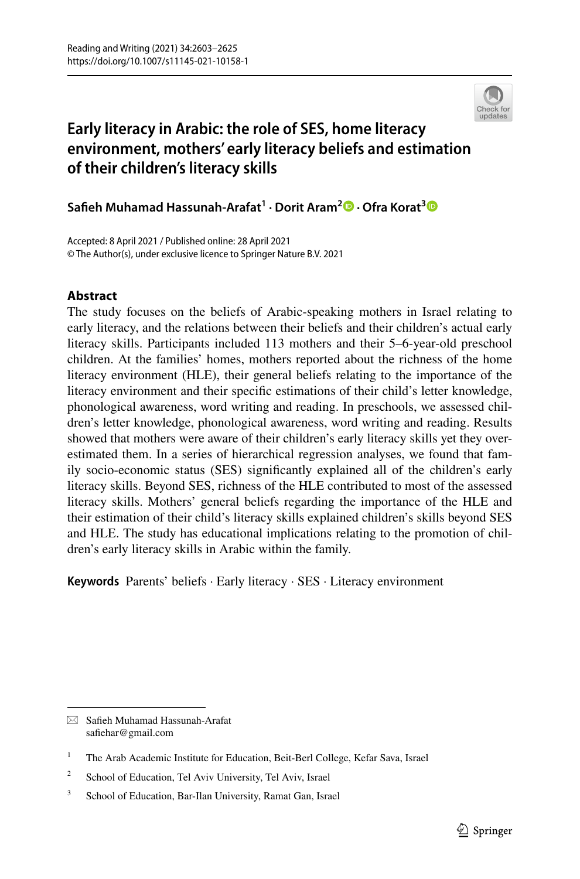# Early literacy in Arabic: the role of SES, home literacy environment, mothers' early literacy beliefs and estimation of their children's literacy skills

**Safieh Muhamad Hassunah-Arafat[1] · Dorit Aram[2] · Ofra Korat[3]**

Accepted: 8 April 2021 / Published online: 28 April 2021
© The Author(s), under exclusive licence to Springer Nature B.V. 2021

## Abstract

The study focuses on the beliefs of Arabic-speaking mothers in Israel relating to early literacy, and the relations between their beliefs and their children's actual early literacy skills. Participants included 113 mothers and their 5–6-year-old preschool children. At the families' homes, mothers reported about the richness of the home literacy environment (HLE), their general beliefs relating to the importance of the literacy environment and their specific estimations of their child's letter knowledge, phonological awareness, word writing and reading. In preschools, we assessed children's letter knowledge, phonological awareness, word writing and reading. Results showed that mothers were aware of their children's early literacy skills yet they overestimated them. In a series of hierarchical regression analyses, we found that family socio-economic status (SES) significantly explained all of the children's early literacy skills. Beyond SES, richness of the HLE contributed to most of the assessed literacy skills. Mothers' general beliefs regarding the importance of the HLE and their estimation of their child's literacy skills explained children's skills beyond SES and HLE. The study has educational implications relating to the promotion of children's early literacy skills in Arabic within the family.

**Keywords** Parents' beliefs · Early literacy · SES · Literacy environment

---

✉ Safieh Muhamad Hassunah-Arafat
safiehar@gmail.com

[1] The Arab Academic Institute for Education, Beit-Berl College, Kefar Sava, Israel

[2] School of Education, Tel Aviv University, Tel Aviv, Israel

[3] School of Education, Bar-Ilan University, Ramat Gan, Israel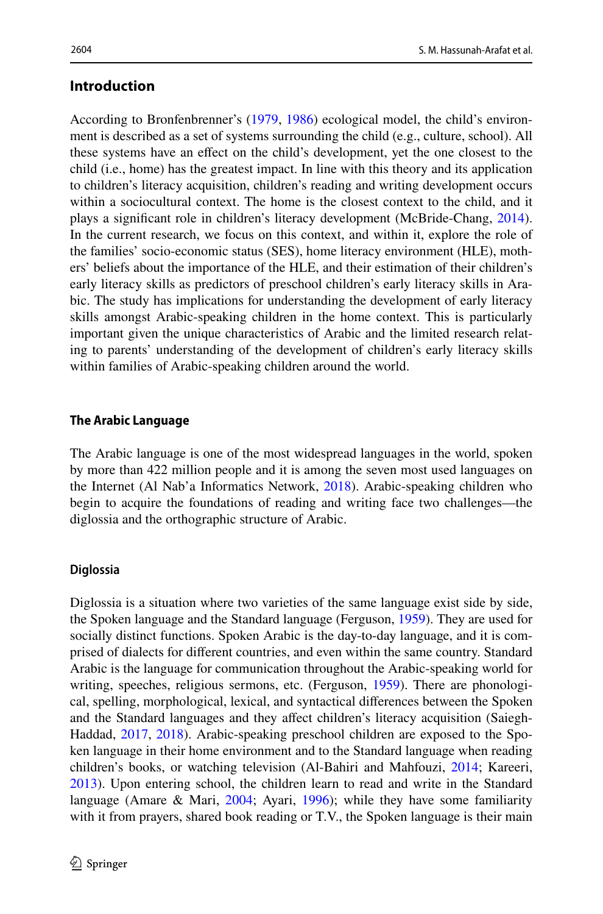## Introduction

According to Bronfenbrenner's (1979, 1986) ecological model, the child's environment is described as a set of systems surrounding the child (e.g., culture, school). All these systems have an effect on the child's development, yet the one closest to the child (i.e., home) has the greatest impact. In line with this theory and its application to children's literacy acquisition, children's reading and writing development occurs within a sociocultural context. The home is the closest context to the child, and it plays a significant role in children's literacy development (McBride-Chang, 2014). In the current research, we focus on this context, and within it, explore the role of the families' socio-economic status (SES), home literacy environment (HLE), mothers' beliefs about the importance of the HLE, and their estimation of their children's early literacy skills as predictors of preschool children's early literacy skills in Arabic. The study has implications for understanding the development of early literacy skills amongst Arabic-speaking children in the home context. This is particularly important given the unique characteristics of Arabic and the limited research relating to parents' understanding of the development of children's early literacy skills within families of Arabic-speaking children around the world.

### The Arabic Language

The Arabic language is one of the most widespread languages in the world, spoken by more than 422 million people and it is among the seven most used languages on the Internet (Al Nab'a Informatics Network, 2018). Arabic-speaking children who begin to acquire the foundations of reading and writing face two challenges—the diglossia and the orthographic structure of Arabic.

#### Diglossia

Diglossia is a situation where two varieties of the same language exist side by side, the Spoken language and the Standard language (Ferguson, 1959). They are used for socially distinct functions. Spoken Arabic is the day-to-day language, and it is comprised of dialects for different countries, and even within the same country. Standard Arabic is the language for communication throughout the Arabic-speaking world for writing, speeches, religious sermons, etc. (Ferguson, 1959). There are phonological, spelling, morphological, lexical, and syntactical differences between the Spoken and the Standard languages and they affect children's literacy acquisition (Saiegh-Haddad, 2017, 2018). Arabic-speaking preschool children are exposed to the Spoken language in their home environment and to the Standard language when reading children's books, or watching television (Al-Bahiri and Mahfouzi, 2014; Kareeri, 2013). Upon entering school, the children learn to read and write in the Standard language (Amare & Mari, 2004; Ayari, 1996); while they have some familiarity with it from prayers, shared book reading or T.V., the Spoken language is their main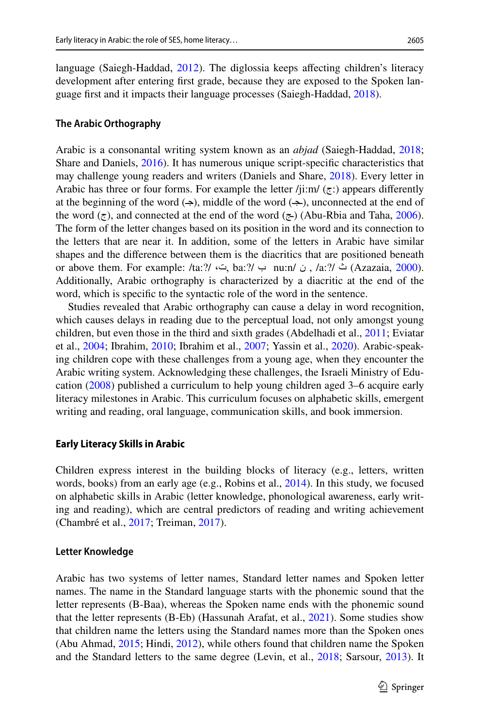language (Saiegh-Haddad, 2012). The diglossia keeps affecting children's literacy development after entering first grade, because they are exposed to the Spoken language first and it impacts their language processes (Saiegh-Haddad, 2018).

### The Arabic Orthography

Arabic is a consonantal writing system known as an *abjad* (Saiegh-Haddad, 2018; Share and Daniels, 2016). It has numerous unique script-specific characteristics that may challenge young readers and writers (Daniels and Share, 2018). Every letter in Arabic has three or four forms. For example the letter /ji:m/ (ج:) appears differently at the beginning of the word (جـ), middle of the word (ـجـ), unconnected at the end of the word (ج), and connected at the end of the word (ـج) (Abu-Rbia and Taha, 2006). The form of the letter changes based on its position in the word and its connection to the letters that are near it. In addition, some of the letters in Arabic have similar shapes and the difference between them is the diacritics that are positioned beneath or above them. For example: /ta:ʔ/ ت، ba:ʔ/ ب nu:n/ ن , /a:ʔ/ ث (Azazaia, 2000). Additionally, Arabic orthography is characterized by a diacritic at the end of the word, which is specific to the syntactic role of the word in the sentence.

Studies revealed that Arabic orthography can cause a delay in word recognition, which causes delays in reading due to the perceptual load, not only amongst young children, but even those in the third and sixth grades (Abdelhadi et al., 2011; Eviatar et al., 2004; Ibrahim, 2010; Ibrahim et al., 2007; Yassin et al., 2020). Arabic-speaking children cope with these challenges from a young age, when they encounter the Arabic writing system. Acknowledging these challenges, the Israeli Ministry of Education (2008) published a curriculum to help young children aged 3–6 acquire early literacy milestones in Arabic. This curriculum focuses on alphabetic skills, emergent writing and reading, oral language, communication skills, and book immersion.

### Early Literacy Skills in Arabic

Children express interest in the building blocks of literacy (e.g., letters, written words, books) from an early age (e.g., Robins et al., 2014). In this study, we focused on alphabetic skills in Arabic (letter knowledge, phonological awareness, early writing and reading), which are central predictors of reading and writing achievement (Chambré et al., 2017; Treiman, 2017).

### Letter Knowledge

Arabic has two systems of letter names, Standard letter names and Spoken letter names. The name in the Standard language starts with the phonemic sound that the letter represents (B-Baa), whereas the Spoken name ends with the phonemic sound that the letter represents (B-Eb) (Hassunah Arafat, et al., 2021). Some studies show that children name the letters using the Standard names more than the Spoken ones (Abu Ahmad, 2015; Hindi, 2012), while others found that children name the Spoken and the Standard letters to the same degree (Levin, et al., 2018; Sarsour, 2013). It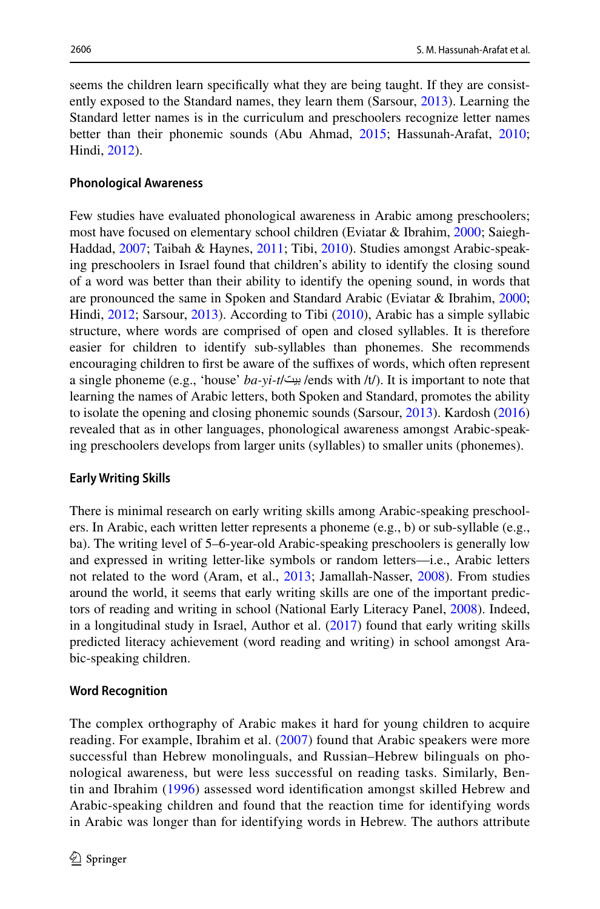seems the children learn specifically what they are being taught. If they are consistently exposed to the Standard names, they learn them (Sarsour, 2013). Learning the Standard letter names is in the curriculum and preschoolers recognize letter names better than their phonemic sounds (Abu Ahmad, 2015; Hassunah-Arafat, 2010; Hindi, 2012).

### Phonological Awareness

Few studies have evaluated phonological awareness in Arabic among preschoolers; most have focused on elementary school children (Eviatar & Ibrahim, 2000; Saiegh-Haddad, 2007; Taibah & Haynes, 2011; Tibi, 2010). Studies amongst Arabic-speaking preschoolers in Israel found that children's ability to identify the closing sound of a word was better than their ability to identify the opening sound, in words that are pronounced the same in Spoken and Standard Arabic (Eviatar & Ibrahim, 2000; Hindi, 2012; Sarsour, 2013). According to Tibi (2010), Arabic has a simple syllabic structure, where words are comprised of open and closed syllables. It is therefore easier for children to identify sub-syllables than phonemes. She recommends encouraging children to first be aware of the suffixes of words, which often represent a single phoneme (e.g., 'house' *ba-yi-t*/بيت /ends with /t/). It is important to note that learning the names of Arabic letters, both Spoken and Standard, promotes the ability to isolate the opening and closing phonemic sounds (Sarsour, 2013). Kardosh (2016) revealed that as in other languages, phonological awareness amongst Arabic-speaking preschoolers develops from larger units (syllables) to smaller units (phonemes).

### Early Writing Skills

There is minimal research on early writing skills among Arabic-speaking preschoolers. In Arabic, each written letter represents a phoneme (e.g., b) or sub-syllable (e.g., ba). The writing level of 5–6-year-old Arabic-speaking preschoolers is generally low and expressed in writing letter-like symbols or random letters—i.e., Arabic letters not related to the word (Aram, et al., 2013; Jamallah-Nasser, 2008). From studies around the world, it seems that early writing skills are one of the important predictors of reading and writing in school (National Early Literacy Panel, 2008). Indeed, in a longitudinal study in Israel, Author et al. (2017) found that early writing skills predicted literacy achievement (word reading and writing) in school amongst Arabic-speaking children.

### Word Recognition

The complex orthography of Arabic makes it hard for young children to acquire reading. For example, Ibrahim et al. (2007) found that Arabic speakers were more successful than Hebrew monolinguals, and Russian–Hebrew bilinguals on phonological awareness, but were less successful on reading tasks. Similarly, Bentin and Ibrahim (1996) assessed word identification amongst skilled Hebrew and Arabic-speaking children and found that the reaction time for identifying words in Arabic was longer than for identifying words in Hebrew. The authors attribute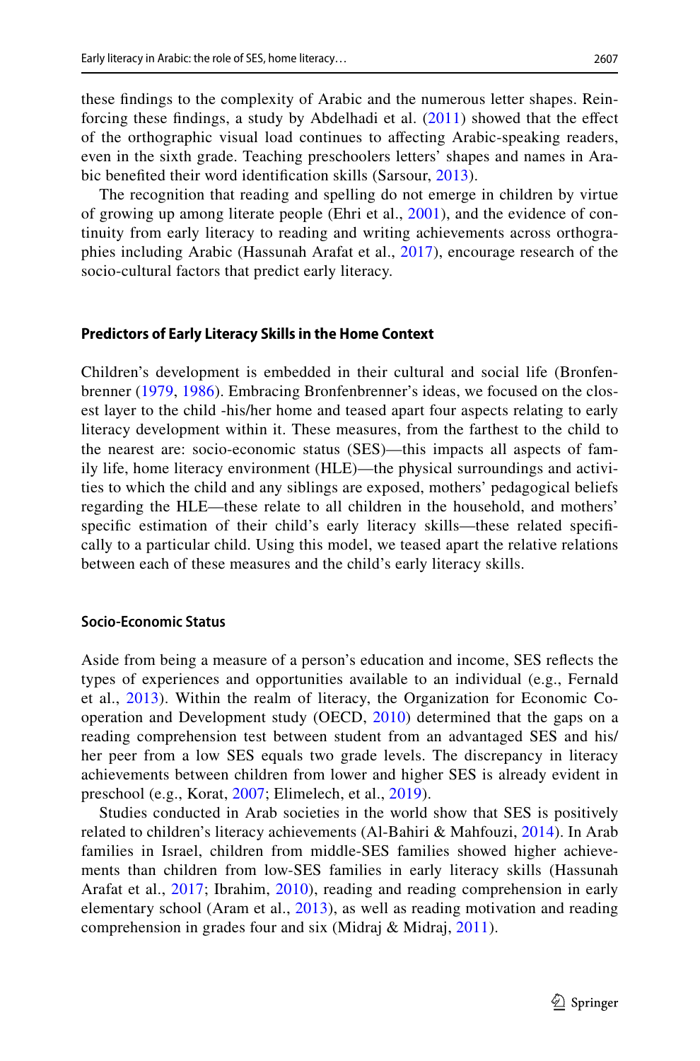these findings to the complexity of Arabic and the numerous letter shapes. Reinforcing these findings, a study by Abdelhadi et al. (2011) showed that the effect of the orthographic visual load continues to affecting Arabic-speaking readers, even in the sixth grade. Teaching preschoolers letters' shapes and names in Arabic benefited their word identification skills (Sarsour, 2013).

The recognition that reading and spelling do not emerge in children by virtue of growing up among literate people (Ehri et al., 2001), and the evidence of continuity from early literacy to reading and writing achievements across orthographies including Arabic (Hassunah Arafat et al., 2017), encourage research of the socio-cultural factors that predict early literacy.

## Predictors of Early Literacy Skills in the Home Context

Children's development is embedded in their cultural and social life (Bronfenbrenner (1979, 1986). Embracing Bronfenbrenner's ideas, we focused on the closest layer to the child -his/her home and teased apart four aspects relating to early literacy development within it. These measures, from the farthest to the child to the nearest are: socio-economic status (SES)—this impacts all aspects of family life, home literacy environment (HLE)—the physical surroundings and activities to which the child and any siblings are exposed, mothers' pedagogical beliefs regarding the HLE—these relate to all children in the household, and mothers' specific estimation of their child's early literacy skills—these related specifically to a particular child. Using this model, we teased apart the relative relations between each of these measures and the child's early literacy skills.

### Socio-Economic Status

Aside from being a measure of a person's education and income, SES reflects the types of experiences and opportunities available to an individual (e.g., Fernald et al., 2013). Within the realm of literacy, the Organization for Economic Co-operation and Development study (OECD, 2010) determined that the gaps on a reading comprehension test between student from an advantaged SES and his/her peer from a low SES equals two grade levels. The discrepancy in literacy achievements between children from lower and higher SES is already evident in preschool (e.g., Korat, 2007; Elimelech, et al., 2019).

Studies conducted in Arab societies in the world show that SES is positively related to children's literacy achievements (Al-Bahiri & Mahfouzi, 2014). In Arab families in Israel, children from middle-SES families showed higher achievements than children from low-SES families in early literacy skills (Hassunah Arafat et al., 2017; Ibrahim, 2010), reading and reading comprehension in early elementary school (Aram et al., 2013), as well as reading motivation and reading comprehension in grades four and six (Midraj & Midraj, 2011).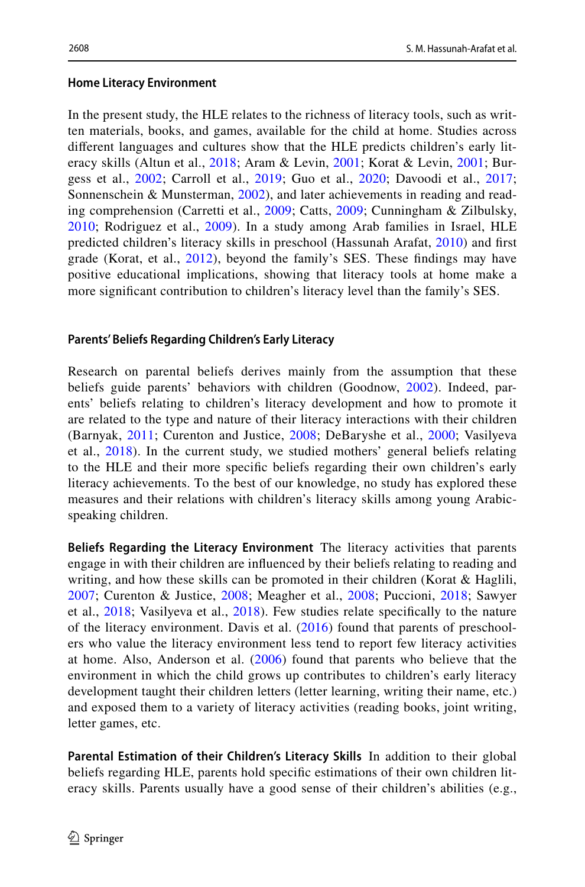### Home Literacy Environment

In the present study, the HLE relates to the richness of literacy tools, such as written materials, books, and games, available for the child at home. Studies across different languages and cultures show that the HLE predicts children's early literacy skills (Altun et al., 2018; Aram & Levin, 2001; Korat & Levin, 2001; Burgess et al., 2002; Carroll et al., 2019; Guo et al., 2020; Davoodi et al., 2017; Sonnenschein & Munsterman, 2002), and later achievements in reading and reading comprehension (Carretti et al., 2009; Catts, 2009; Cunningham & Zilbulsky, 2010; Rodriguez et al., 2009). In a study among Arab families in Israel, HLE predicted children's literacy skills in preschool (Hassunah Arafat, 2010) and first grade (Korat, et al., 2012), beyond the family's SES. These findings may have positive educational implications, showing that literacy tools at home make a more significant contribution to children's literacy level than the family's SES.

### Parents' Beliefs Regarding Children's Early Literacy

Research on parental beliefs derives mainly from the assumption that these beliefs guide parents' behaviors with children (Goodnow, 2002). Indeed, parents' beliefs relating to children's literacy development and how to promote it are related to the type and nature of their literacy interactions with their children (Barnyak, 2011; Curenton and Justice, 2008; DeBaryshe et al., 2000; Vasilyeva et al., 2018). In the current study, we studied mothers' general beliefs relating to the HLE and their more specific beliefs regarding their own children's early literacy achievements. To the best of our knowledge, no study has explored these measures and their relations with children's literacy skills among young Arabic-speaking children.

**Beliefs Regarding the Literacy Environment** The literacy activities that parents engage in with their children are influenced by their beliefs relating to reading and writing, and how these skills can be promoted in their children (Korat & Haglili, 2007; Curenton & Justice, 2008; Meagher et al., 2008; Puccioni, 2018; Sawyer et al., 2018; Vasilyeva et al., 2018). Few studies relate specifically to the nature of the literacy environment. Davis et al. (2016) found that parents of preschoolers who value the literacy environment less tend to report few literacy activities at home. Also, Anderson et al. (2006) found that parents who believe that the environment in which the child grows up contributes to children's early literacy development taught their children letters (letter learning, writing their name, etc.) and exposed them to a variety of literacy activities (reading books, joint writing, letter games, etc.

**Parental Estimation of their Children's Literacy Skills** In addition to their global beliefs regarding HLE, parents hold specific estimations of their own children literacy skills. Parents usually have a good sense of their children's abilities (e.g.,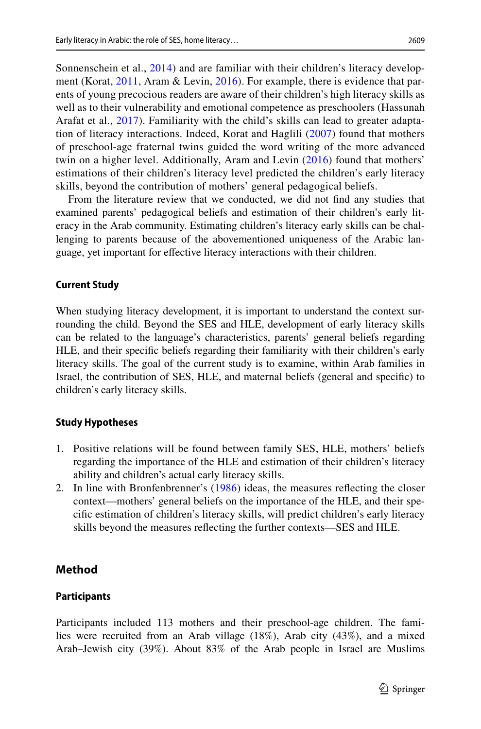Sonnenschein et al., 2014) and are familiar with their children's literacy development (Korat, 2011, Aram & Levin, 2016). For example, there is evidence that parents of young precocious readers are aware of their children's high literacy skills as well as to their vulnerability and emotional competence as preschoolers (Hassunah Arafat et al., 2017). Familiarity with the child's skills can lead to greater adaptation of literacy interactions. Indeed, Korat and Haglili (2007) found that mothers of preschool-age fraternal twins guided the word writing of the more advanced twin on a higher level. Additionally, Aram and Levin (2016) found that mothers' estimations of their children's literacy level predicted the children's early literacy skills, beyond the contribution of mothers' general pedagogical beliefs.

From the literature review that we conducted, we did not find any studies that examined parents' pedagogical beliefs and estimation of their children's early literacy in the Arab community. Estimating children's literacy early skills can be challenging to parents because of the abovementioned uniqueness of the Arabic language, yet important for effective literacy interactions with their children.

### Current Study

When studying literacy development, it is important to understand the context surrounding the child. Beyond the SES and HLE, development of early literacy skills can be related to the language's characteristics, parents' general beliefs regarding HLE, and their specific beliefs regarding their familiarity with their children's early literacy skills. The goal of the current study is to examine, within Arab families in Israel, the contribution of SES, HLE, and maternal beliefs (general and specific) to children's early literacy skills.

### Study Hypotheses

1. Positive relations will be found between family SES, HLE, mothers' beliefs regarding the importance of the HLE and estimation of their children's literacy ability and children's actual early literacy skills.
2. In line with Bronfenbrenner's (1986) ideas, the measures reflecting the closer context—mothers' general beliefs on the importance of the HLE, and their specific estimation of children's literacy skills, will predict children's early literacy skills beyond the measures reflecting the further contexts—SES and HLE.

## Method

### Participants

Participants included 113 mothers and their preschool-age children. The families were recruited from an Arab village (18%), Arab city (43%), and a mixed Arab–Jewish city (39%). About 83% of the Arab people in Israel are Muslims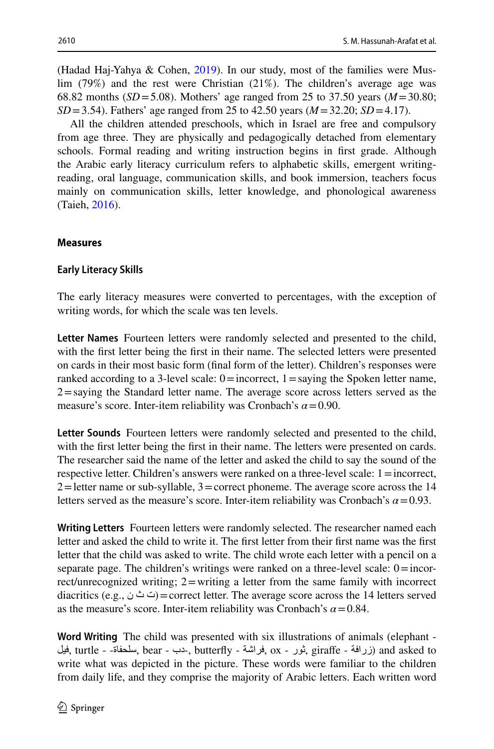(Hadad Haj-Yahya & Cohen, 2019). In our study, most of the families were Muslim (79%) and the rest were Christian (21%). The children's average age was 68.82 months ($SD = 5.08$). Mothers' age ranged from 25 to 37.50 years ($M = 30.80$; $SD = 3.54$). Fathers' age ranged from 25 to 42.50 years ($M = 32.20$; $SD = 4.17$).

All the children attended preschools, which in Israel are free and compulsory from age three. They are physically and pedagogically detached from elementary schools. Formal reading and writing instruction begins in first grade. Although the Arabic early literacy curriculum refers to alphabetic skills, emergent writing-reading, oral language, communication skills, and book immersion, teachers focus mainly on communication skills, letter knowledge, and phonological awareness (Taieh, 2016).

### Measures

#### Early Literacy Skills

The early literacy measures were converted to percentages, with the exception of writing words, for which the scale was ten levels.

**Letter Names** Fourteen letters were randomly selected and presented to the child, with the first letter being the first in their name. The selected letters were presented on cards in their most basic form (final form of the letter). Children's responses were ranked according to a 3-level scale: 0 = incorrect, 1 = saying the Spoken letter name, 2 = saying the Standard letter name. The average score across letters served as the measure's score. Inter-item reliability was Cronbach's $\alpha = 0.90$.

**Letter Sounds** Fourteen letters were randomly selected and presented to the child, with the first letter being the first in their name. The letters were presented on cards. The researcher said the name of the letter and asked the child to say the sound of the respective letter. Children's answers were ranked on a three-level scale: 1 = incorrect, 2 = letter name or sub-syllable, 3 = correct phoneme. The average score across the 14 letters served as the measure's score. Inter-item reliability was Cronbach's $\alpha = 0.93$.

**Writing Letters** Fourteen letters were randomly selected. The researcher named each letter and asked the child to write it. The first letter from their first name was the first letter that the child was asked to write. The child wrote each letter with a pencil on a separate page. The children's writings were ranked on a three-level scale: 0 = incorrect/unrecognized writing; 2 = writing a letter from the same family with incorrect diacritics (e.g., ت ث ن) = correct letter. The average score across the 14 letters served as the measure's score. Inter-item reliability was Cronbach's $\alpha = 0.84$.

**Word Writing** The child was presented with six illustrations of animals (elephant - فيل, turtle - سلحفاة-, bear - دب-, butterfly - فراشة, ox - ثور, giraffe - زرافة) and asked to write what was depicted in the picture. These words were familiar to the children from daily life, and they comprise the majority of Arabic letters. Each written word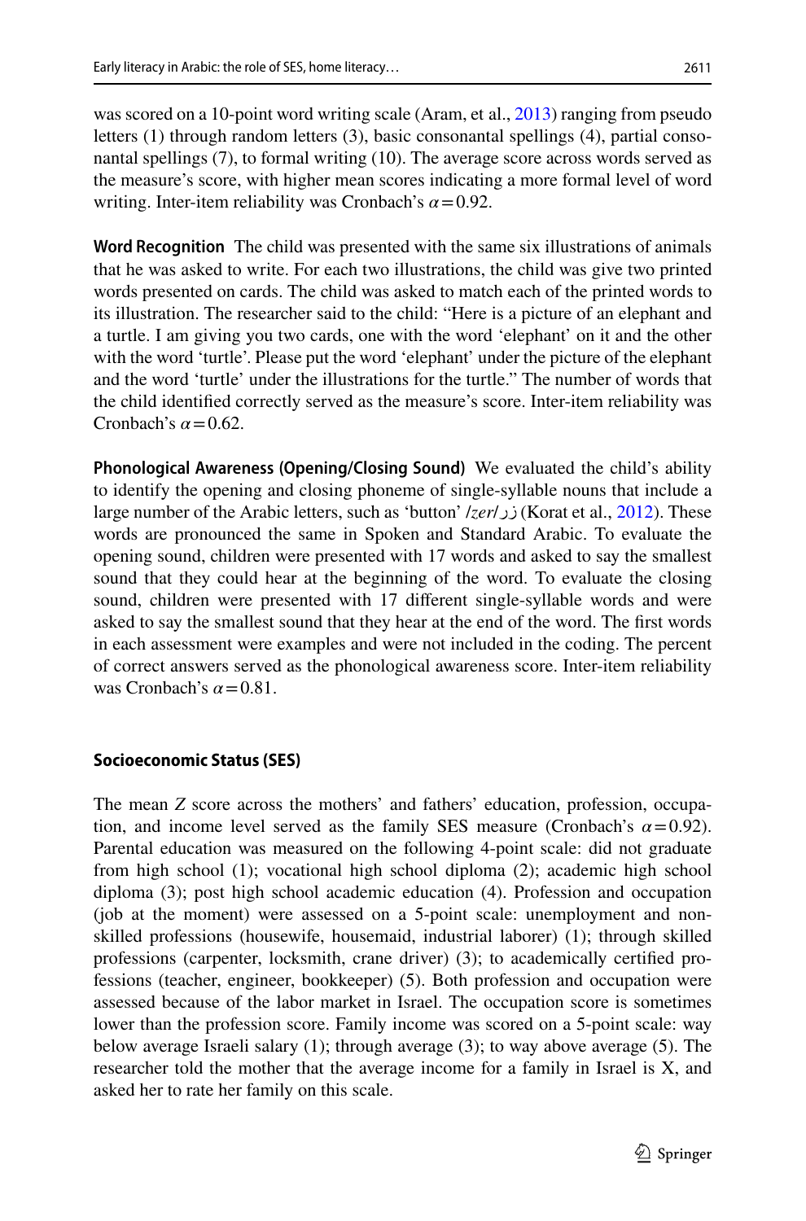was scored on a 10-point word writing scale (Aram, et al., 2013) ranging from pseudo letters (1) through random letters (3), basic consonantal spellings (4), partial consonantal spellings (7), to formal writing (10). The average score across words served as the measure's score, with higher mean scores indicating a more formal level of word writing. Inter-item reliability was Cronbach's $\alpha = 0.92$.

**Word Recognition** The child was presented with the same six illustrations of animals that he was asked to write. For each two illustrations, the child was give two printed words presented on cards. The child was asked to match each of the printed words to its illustration. The researcher said to the child: "Here is a picture of an elephant and a turtle. I am giving you two cards, one with the word 'elephant' on it and the other with the word 'turtle'. Please put the word 'elephant' under the picture of the elephant and the word 'turtle' under the illustrations for the turtle." The number of words that the child identified correctly served as the measure's score. Inter-item reliability was Cronbach's $\alpha = 0.62$.

**Phonological Awareness (Opening/Closing Sound)** We evaluated the child's ability to identify the opening and closing phoneme of single-syllable nouns that include a large number of the Arabic letters, such as 'button' /*zer*/ زر (Korat et al., 2012). These words are pronounced the same in Spoken and Standard Arabic. To evaluate the opening sound, children were presented with 17 words and asked to say the smallest sound that they could hear at the beginning of the word. To evaluate the closing sound, children were presented with 17 different single-syllable words and were asked to say the smallest sound that they hear at the end of the word. The first words in each assessment were examples and were not included in the coding. The percent of correct answers served as the phonological awareness score. Inter-item reliability was Cronbach's $\alpha = 0.81$.

#### Socioeconomic Status (SES)

The mean *Z* score across the mothers' and fathers' education, profession, occupation, and income level served as the family SES measure (Cronbach's $\alpha = 0.92$). Parental education was measured on the following 4-point scale: did not graduate from high school (1); vocational high school diploma (2); academic high school diploma (3); post high school academic education (4). Profession and occupation (job at the moment) were assessed on a 5-point scale: unemployment and non-skilled professions (housewife, housemaid, industrial laborer) (1); through skilled professions (carpenter, locksmith, crane driver) (3); to academically certified professions (teacher, engineer, bookkeeper) (5). Both profession and occupation were assessed because of the labor market in Israel. The occupation score is sometimes lower than the profession score. Family income was scored on a 5-point scale: way below average Israeli salary (1); through average (3); to way above average (5). The researcher told the mother that the average income for a family in Israel is X, and asked her to rate her family on this scale.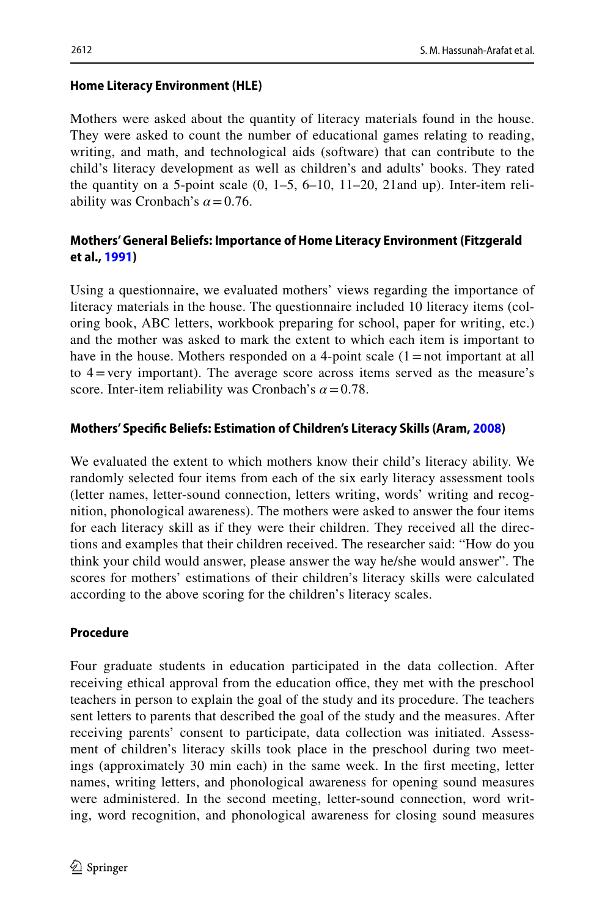### Home Literacy Environment (HLE)

Mothers were asked about the quantity of literacy materials found in the house. They were asked to count the number of educational games relating to reading, writing, and math, and technological aids (software) that can contribute to the child's literacy development as well as children's and adults' books. They rated the quantity on a 5-point scale (0, 1–5, 6–10, 11–20, 21and up). Inter-item reliability was Cronbach's $\alpha = 0.76$.

### Mothers' General Beliefs: Importance of Home Literacy Environment (Fitzgerald et al., 1991)

Using a questionnaire, we evaluated mothers' views regarding the importance of literacy materials in the house. The questionnaire included 10 literacy items (coloring book, ABC letters, workbook preparing for school, paper for writing, etc.) and the mother was asked to mark the extent to which each item is important to have in the house. Mothers responded on a 4-point scale (1 = not important at all to 4 = very important). The average score across items served as the measure's score. Inter-item reliability was Cronbach's $\alpha = 0.78$.

### Mothers' Specific Beliefs: Estimation of Children's Literacy Skills (Aram, 2008)

We evaluated the extent to which mothers know their child's literacy ability. We randomly selected four items from each of the six early literacy assessment tools (letter names, letter-sound connection, letters writing, words' writing and recognition, phonological awareness). The mothers were asked to answer the four items for each literacy skill as if they were their children. They received all the directions and examples that their children received. The researcher said: "How do you think your child would answer, please answer the way he/she would answer". The scores for mothers' estimations of their children's literacy skills were calculated according to the above scoring for the children's literacy scales.

### Procedure

Four graduate students in education participated in the data collection. After receiving ethical approval from the education office, they met with the preschool teachers in person to explain the goal of the study and its procedure. The teachers sent letters to parents that described the goal of the study and the measures. After receiving parents' consent to participate, data collection was initiated. Assessment of children's literacy skills took place in the preschool during two meetings (approximately 30 min each) in the same week. In the first meeting, letter names, writing letters, and phonological awareness for opening sound measures were administered. In the second meeting, letter-sound connection, word writing, word recognition, and phonological awareness for closing sound measures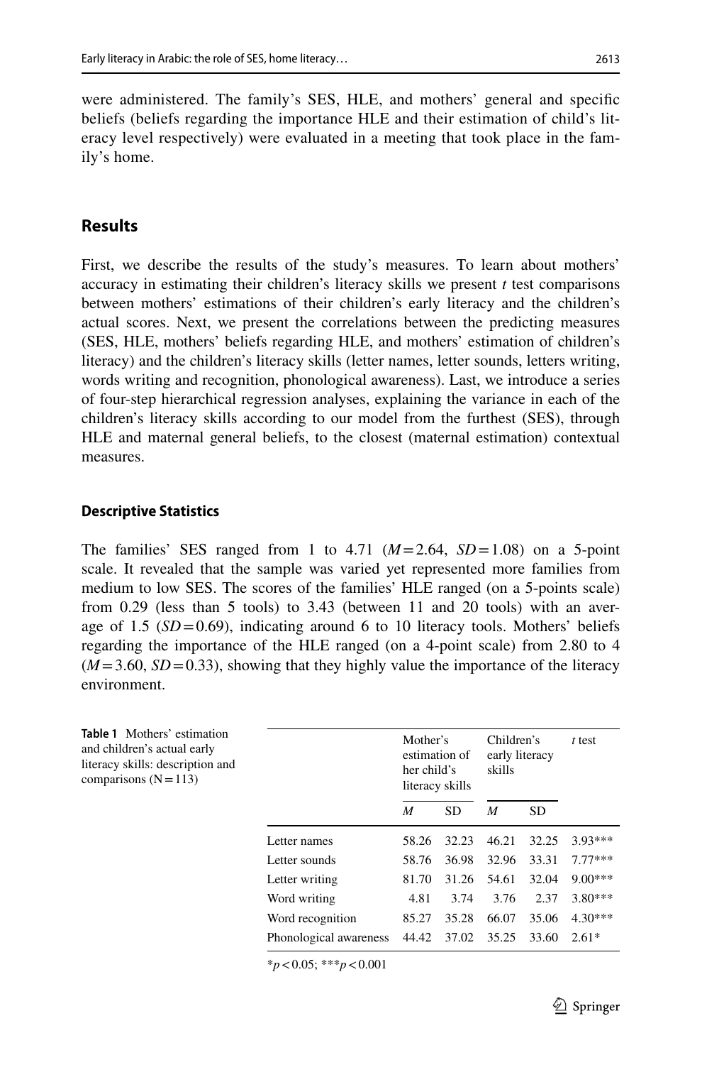were administered. The family's SES, HLE, and mothers' general and specific beliefs (beliefs regarding the importance HLE and their estimation of child's literacy level respectively) were evaluated in a meeting that took place in the family's home.

## Results

First, we describe the results of the study's measures. To learn about mothers' accuracy in estimating their children's literacy skills we present *t* test comparisons between mothers' estimations of their children's early literacy and the children's actual scores. Next, we present the correlations between the predicting measures (SES, HLE, mothers' beliefs regarding HLE, and mothers' estimation of children's literacy) and the children's literacy skills (letter names, letter sounds, letters writing, words writing and recognition, phonological awareness). Last, we introduce a series of four-step hierarchical regression analyses, explaining the variance in each of the children's literacy skills according to our model from the furthest (SES), through HLE and maternal general beliefs, to the closest (maternal estimation) contextual measures.

### Descriptive Statistics

The families' SES ranged from 1 to 4.71 ($M = 2.64$, $SD = 1.08$) on a 5-point scale. It revealed that the sample was varied yet represented more families from medium to low SES. The scores of the families' HLE ranged (on a 5-points scale) from 0.29 (less than 5 tools) to 3.43 (between 11 and 20 tools) with an average of 1.5 ($SD = 0.69$), indicating around 6 to 10 literacy tools. Mothers' beliefs regarding the importance of the HLE ranged (on a 4-point scale) from 2.80 to 4 ($M = 3.60$, $SD = 0.33$), showing that they highly value the importance of the literacy environment.

**Table 1** Mothers' estimation and children's actual early literacy skills: description and comparisons (N = 113)

| | Mother's estimation of her child's literacy skills | | Children's early literacy skills | | *t* test |
|---|---|---|---|---|---|
| | *M* | SD | *M* | SD | |
| Letter names | 58.26 | 32.23 | 46.21 | 32.25 | 3.93*** |
| Letter sounds | 58.76 | 36.98 | 32.96 | 33.31 | 7.77*** |
| Letter writing | 81.70 | 31.26 | 54.61 | 32.04 | 9.00*** |
| Word writing | 4.81 | 3.74 | 3.76 | 2.37 | 3.80*** |
| Word recognition | 85.27 | 35.28 | 66.07 | 35.06 | 4.30*** |
| Phonological awareness | 44.42 | 37.02 | 35.25 | 33.60 | 2.61* |

*$p < 0.05$; ***$p < 0.001$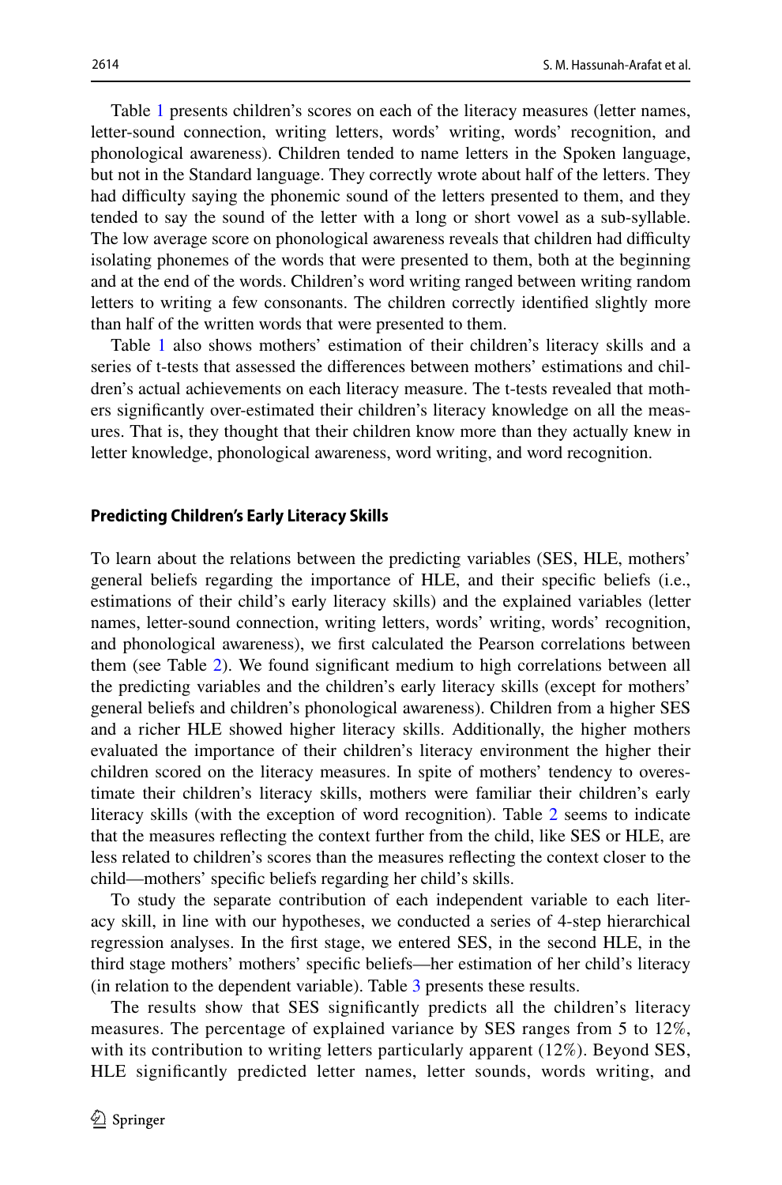Table 1 presents children's scores on each of the literacy measures (letter names, letter-sound connection, writing letters, words' writing, words' recognition, and phonological awareness). Children tended to name letters in the Spoken language, but not in the Standard language. They correctly wrote about half of the letters. They had difficulty saying the phonemic sound of the letters presented to them, and they tended to say the sound of the letter with a long or short vowel as a sub-syllable. The low average score on phonological awareness reveals that children had difficulty isolating phonemes of the words that were presented to them, both at the beginning and at the end of the words. Children's word writing ranged between writing random letters to writing a few consonants. The children correctly identified slightly more than half of the written words that were presented to them.

Table 1 also shows mothers' estimation of their children's literacy skills and a series of t-tests that assessed the differences between mothers' estimations and children's actual achievements on each literacy measure. The t-tests revealed that mothers significantly over-estimated their children's literacy knowledge on all the measures. That is, they thought that their children know more than they actually knew in letter knowledge, phonological awareness, word writing, and word recognition.

#### Predicting Children's Early Literacy Skills

To learn about the relations between the predicting variables (SES, HLE, mothers' general beliefs regarding the importance of HLE, and their specific beliefs (i.e., estimations of their child's early literacy skills) and the explained variables (letter names, letter-sound connection, writing letters, words' writing, words' recognition, and phonological awareness), we first calculated the Pearson correlations between them (see Table 2). We found significant medium to high correlations between all the predicting variables and the children's early literacy skills (except for mothers' general beliefs and children's phonological awareness). Children from a higher SES and a richer HLE showed higher literacy skills. Additionally, the higher mothers evaluated the importance of their children's literacy environment the higher their children scored on the literacy measures. In spite of mothers' tendency to overestimate their children's literacy skills, mothers were familiar their children's early literacy skills (with the exception of word recognition). Table 2 seems to indicate that the measures reflecting the context further from the child, like SES or HLE, are less related to children's scores than the measures reflecting the context closer to the child—mothers' specific beliefs regarding her child's skills.

To study the separate contribution of each independent variable to each literacy skill, in line with our hypotheses, we conducted a series of 4-step hierarchical regression analyses. In the first stage, we entered SES, in the second HLE, in the third stage mothers' mothers' specific beliefs—her estimation of her child's literacy (in relation to the dependent variable). Table 3 presents these results.

The results show that SES significantly predicts all the children's literacy measures. The percentage of explained variance by SES ranges from 5 to 12%, with its contribution to writing letters particularly apparent (12%). Beyond SES, HLE significantly predicted letter names, letter sounds, words writing, and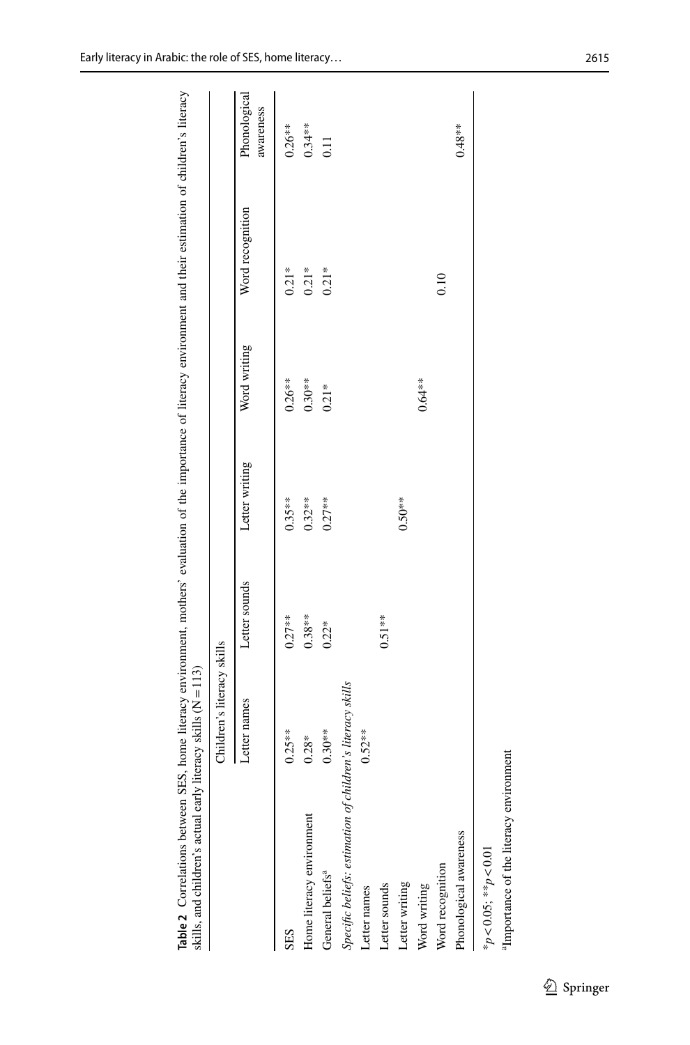**Table 2** Correlations between SES, home literacy environment, mothers' evaluation of the importance of literacy environment and their estimation of children's literacy skills, and children's actual early literacy skills (N = 113)

| | Children's literacy skills | | | | | |
|---|---|---|---|---|---|---|
| | Letter names | Letter sounds | Letter writing | Word writing | Word recognition | Phonological awareness |
| SES | 0.25** | 0.27** | 0.35** | 0.26** | 0.21* | 0.26** |
| Home literacy environment | 0.28* | 0.38** | 0.32** | 0.30** | 0.21* | 0.34** |
| General beliefs[a] | 0.30** | 0.22* | 0.27** | 0.21* | 0.21* | 0.11 |
| *Specific beliefs: estimation of children's literacy skills* | | | | | | |
| Letter names | 0.52** | | | | | |
| Letter sounds | | 0.51** | | | | |
| Letter writing | | | 0.50** | | | |
| Word writing | | | | 0.64** | | |
| Word recognition | | | | | 0.10 | |
| Phonological awareness | | | | | | 0.48** |

*$p < 0.05$; **$p < 0.01$

[a]Importance of the literacy environment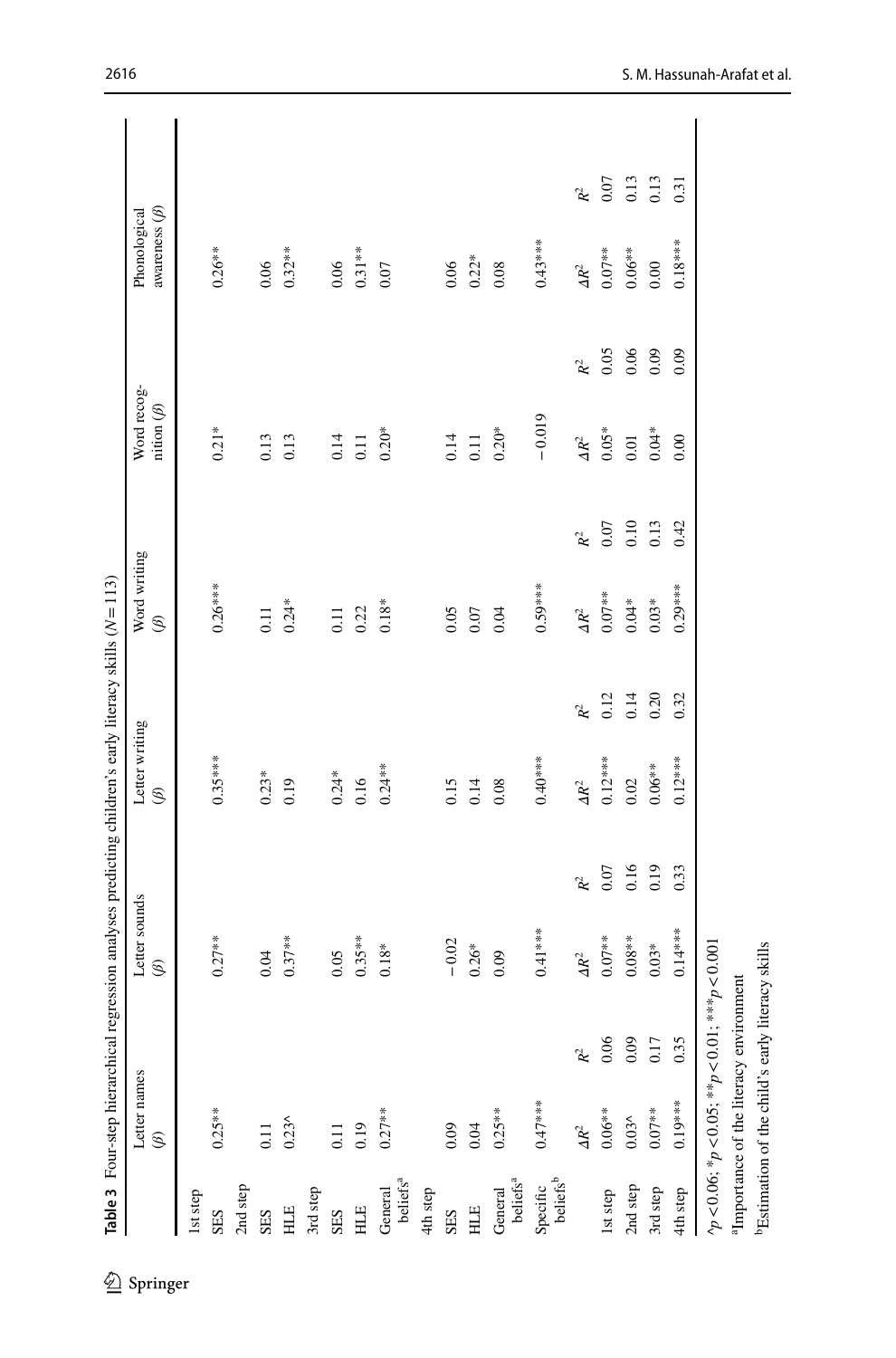**Table 3** Four-step hierarchical regression analyses predicting children's early literacy skills ($N = 113$)

| | Letter names ($\beta$) | | Letter sounds ($\beta$) | | Letter writing ($\beta$) | | Word writing ($\beta$) | | Word recognition ($\beta$) | | Phonological awareness ($\beta$) | |
|---|---|---|---|---|---|---|---|---|---|---|---|---|
| 1st step | | | | | | | | | | | | |
| SES | 0.25** | | 0.27** | | 0.35*** | | 0.26*** | | 0.21* | | 0.26** | |
| 2nd step | | | | | | | | | | | | |
| SES | 0.11 | | 0.04 | | 0.23* | | 0.11 | | 0.13 | | 0.06 | |
| HLE | 0.23^ | | 0.37** | | 0.19 | | 0.24* | | 0.13 | | 0.32** | |
| 3rd step | | | | | | | | | | | | |
| SES | 0.11 | | 0.05 | | 0.24* | | 0.11 | | 0.14 | | 0.06 | |
| HLE | 0.19 | | 0.35** | | 0.16 | | 0.22 | | 0.11 | | 0.31** | |
| General beliefs[a] | 0.27** | | 0.18* | | 0.24** | | 0.18* | | 0.20* | | 0.07 | |
| 4th step | | | | | | | | | | | | |
| SES | 0.09 | | −0.02 | | 0.15 | | 0.05 | | 0.14 | | 0.06 | |
| HLE | 0.04 | | 0.26* | | 0.14 | | 0.07 | | 0.11 | | 0.22* | |
| General beliefs[a] | 0.25** | | 0.09 | | 0.08 | | 0.04 | | 0.20* | | 0.08 | |
| Specific beliefs[b] | 0.47*** | | 0.41*** | | 0.40*** | | 0.59*** | | −0.019 | | 0.43*** | |
| | $\Delta R^2$ | $R^2$ | $\Delta R^2$ | $R^2$ | $\Delta R^2$ | $R^2$ | $\Delta R^2$ | $R^2$ | $\Delta R^2$ | $R^2$ | $\Delta R^2$ | $R^2$ |
| 1st step | 0.06** | 0.06 | 0.07** | 0.07 | 0.12*** | 0.12 | 0.07** | 0.07 | 0.05* | 0.05 | 0.07** | 0.07 |
| 2nd step | 0.03^ | 0.09 | 0.08** | 0.16 | 0.02 | 0.14 | 0.04* | 0.10 | 0.01 | 0.06 | 0.06** | 0.13 |
| 3rd step | 0.07** | 0.17 | 0.03* | 0.19 | 0.06** | 0.20 | 0.03* | 0.13 | 0.04* | 0.09 | 0.00 | 0.13 |
| 4th step | 0.19*** | 0.35 | 0.14*** | 0.33 | 0.12*** | 0.32 | 0.29*** | 0.42 | 0.00 | 0.09 | 0.18*** | 0.31 |

^$p < 0.06$; *$p < 0.05$; **$p < 0.01$; ***$p < 0.001$

[a]Importance of the literacy environment

[b]Estimation of the child's early literacy skills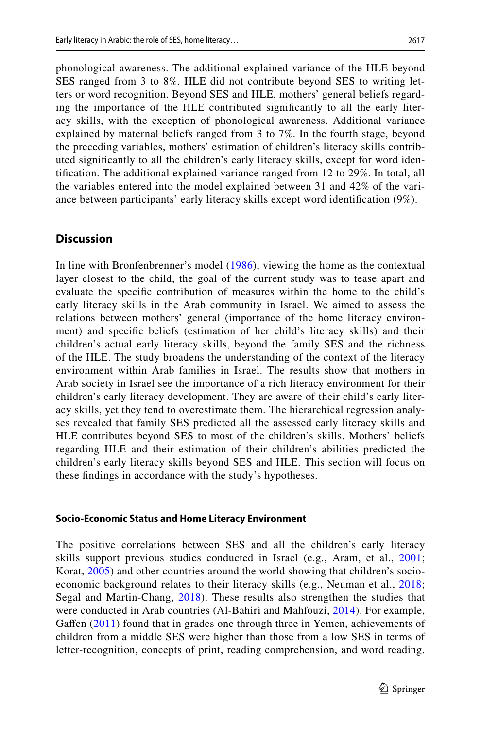phonological awareness. The additional explained variance of the HLE beyond SES ranged from 3 to 8%. HLE did not contribute beyond SES to writing letters or word recognition. Beyond SES and HLE, mothers' general beliefs regarding the importance of the HLE contributed significantly to all the early literacy skills, with the exception of phonological awareness. Additional variance explained by maternal beliefs ranged from 3 to 7%. In the fourth stage, beyond the preceding variables, mothers' estimation of children's literacy skills contributed significantly to all the children's early literacy skills, except for word identification. The additional explained variance ranged from 12 to 29%. In total, all the variables entered into the model explained between 31 and 42% of the variance between participants' early literacy skills except word identification (9%).

## Discussion

In line with Bronfenbrenner's model (1986), viewing the home as the contextual layer closest to the child, the goal of the current study was to tease apart and evaluate the specific contribution of measures within the home to the child's early literacy skills in the Arab community in Israel. We aimed to assess the relations between mothers' general (importance of the home literacy environment) and specific beliefs (estimation of her child's literacy skills) and their children's actual early literacy skills, beyond the family SES and the richness of the HLE. The study broadens the understanding of the context of the literacy environment within Arab families in Israel. The results show that mothers in Arab society in Israel see the importance of a rich literacy environment for their children's early literacy development. They are aware of their child's early literacy skills, yet they tend to overestimate them. The hierarchical regression analyses revealed that family SES predicted all the assessed early literacy skills and HLE contributes beyond SES to most of the children's skills. Mothers' beliefs regarding HLE and their estimation of their children's abilities predicted the children's early literacy skills beyond SES and HLE. This section will focus on these findings in accordance with the study's hypotheses.

### Socio-Economic Status and Home Literacy Environment

The positive correlations between SES and all the children's early literacy skills support previous studies conducted in Israel (e.g., Aram, et al., 2001; Korat, 2005) and other countries around the world showing that children's socio-economic background relates to their literacy skills (e.g., Neuman et al., 2018; Segal and Martin-Chang, 2018). These results also strengthen the studies that were conducted in Arab countries (Al-Bahiri and Mahfouzi, 2014). For example, Gaffen (2011) found that in grades one through three in Yemen, achievements of children from a middle SES were higher than those from a low SES in terms of letter-recognition, concepts of print, reading comprehension, and word reading.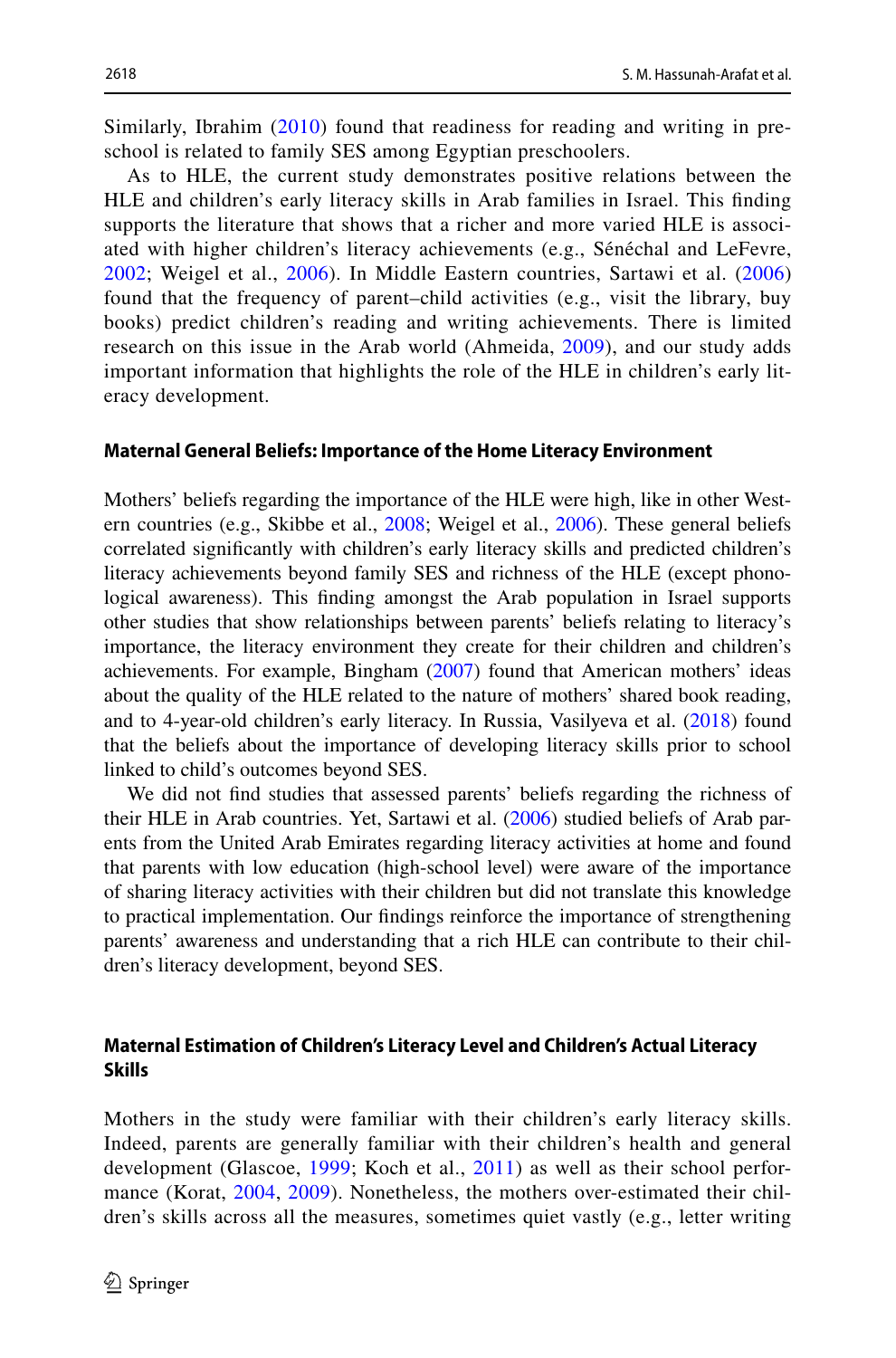Similarly, Ibrahim (2010) found that readiness for reading and writing in preschool is related to family SES among Egyptian preschoolers.

As to HLE, the current study demonstrates positive relations between the HLE and children's early literacy skills in Arab families in Israel. This finding supports the literature that shows that a richer and more varied HLE is associated with higher children's literacy achievements (e.g., Sénéchal and LeFevre, 2002; Weigel et al., 2006). In Middle Eastern countries, Sartawi et al. (2006) found that the frequency of parent–child activities (e.g., visit the library, buy books) predict children's reading and writing achievements. There is limited research on this issue in the Arab world (Ahmeida, 2009), and our study adds important information that highlights the role of the HLE in children's early literacy development.

### Maternal General Beliefs: Importance of the Home Literacy Environment

Mothers' beliefs regarding the importance of the HLE were high, like in other Western countries (e.g., Skibbe et al., 2008; Weigel et al., 2006). These general beliefs correlated significantly with children's early literacy skills and predicted children's literacy achievements beyond family SES and richness of the HLE (except phonological awareness). This finding amongst the Arab population in Israel supports other studies that show relationships between parents' beliefs relating to literacy's importance, the literacy environment they create for their children and children's achievements. For example, Bingham (2007) found that American mothers' ideas about the quality of the HLE related to the nature of mothers' shared book reading, and to 4-year-old children's early literacy. In Russia, Vasilyeva et al. (2018) found that the beliefs about the importance of developing literacy skills prior to school linked to child's outcomes beyond SES.

We did not find studies that assessed parents' beliefs regarding the richness of their HLE in Arab countries. Yet, Sartawi et al. (2006) studied beliefs of Arab parents from the United Arab Emirates regarding literacy activities at home and found that parents with low education (high-school level) were aware of the importance of sharing literacy activities with their children but did not translate this knowledge to practical implementation. Our findings reinforce the importance of strengthening parents' awareness and understanding that a rich HLE can contribute to their children's literacy development, beyond SES.

### Maternal Estimation of Children's Literacy Level and Children's Actual Literacy Skills

Mothers in the study were familiar with their children's early literacy skills. Indeed, parents are generally familiar with their children's health and general development (Glascoe, 1999; Koch et al., 2011) as well as their school performance (Korat, 2004, 2009). Nonetheless, the mothers over-estimated their children's skills across all the measures, sometimes quiet vastly (e.g., letter writing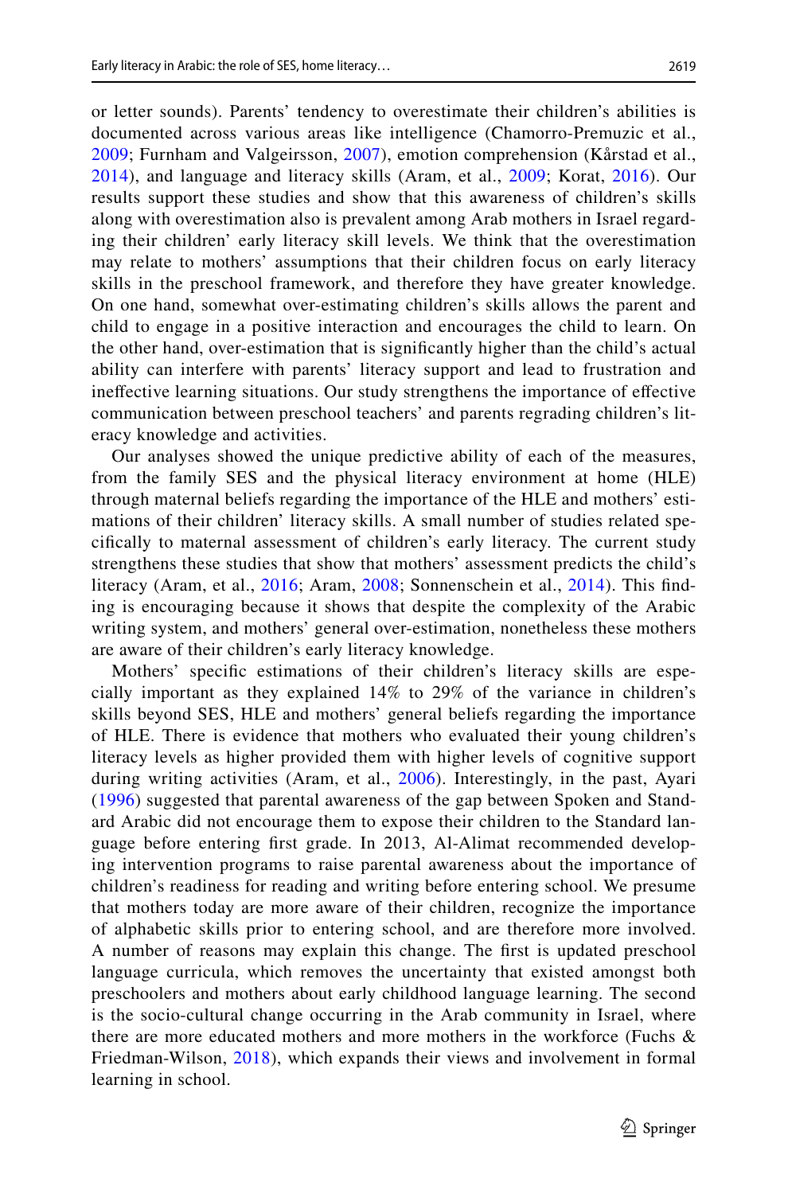or letter sounds). Parents' tendency to overestimate their children's abilities is documented across various areas like intelligence (Chamorro-Premuzic et al., 2009; Furnham and Valgeirsson, 2007), emotion comprehension (Kårstad et al., 2014), and language and literacy skills (Aram, et al., 2009; Korat, 2016). Our results support these studies and show that this awareness of children's skills along with overestimation also is prevalent among Arab mothers in Israel regarding their children' early literacy skill levels. We think that the overestimation may relate to mothers' assumptions that their children focus on early literacy skills in the preschool framework, and therefore they have greater knowledge. On one hand, somewhat over-estimating children's skills allows the parent and child to engage in a positive interaction and encourages the child to learn. On the other hand, over-estimation that is significantly higher than the child's actual ability can interfere with parents' literacy support and lead to frustration and ineffective learning situations. Our study strengthens the importance of effective communication between preschool teachers' and parents regrading children's literacy knowledge and activities.

Our analyses showed the unique predictive ability of each of the measures, from the family SES and the physical literacy environment at home (HLE) through maternal beliefs regarding the importance of the HLE and mothers' estimations of their children' literacy skills. A small number of studies related specifically to maternal assessment of children's early literacy. The current study strengthens these studies that show that mothers' assessment predicts the child's literacy (Aram, et al., 2016; Aram, 2008; Sonnenschein et al., 2014). This finding is encouraging because it shows that despite the complexity of the Arabic writing system, and mothers' general over-estimation, nonetheless these mothers are aware of their children's early literacy knowledge.

Mothers' specific estimations of their children's literacy skills are especially important as they explained 14% to 29% of the variance in children's skills beyond SES, HLE and mothers' general beliefs regarding the importance of HLE. There is evidence that mothers who evaluated their young children's literacy levels as higher provided them with higher levels of cognitive support during writing activities (Aram, et al., 2006). Interestingly, in the past, Ayari (1996) suggested that parental awareness of the gap between Spoken and Standard Arabic did not encourage them to expose their children to the Standard language before entering first grade. In 2013, Al-Alimat recommended developing intervention programs to raise parental awareness about the importance of children's readiness for reading and writing before entering school. We presume that mothers today are more aware of their children, recognize the importance of alphabetic skills prior to entering school, and are therefore more involved. A number of reasons may explain this change. The first is updated preschool language curricula, which removes the uncertainty that existed amongst both preschoolers and mothers about early childhood language learning. The second is the socio-cultural change occurring in the Arab community in Israel, where there are more educated mothers and more mothers in the workforce (Fuchs & Friedman-Wilson, 2018), which expands their views and involvement in formal learning in school.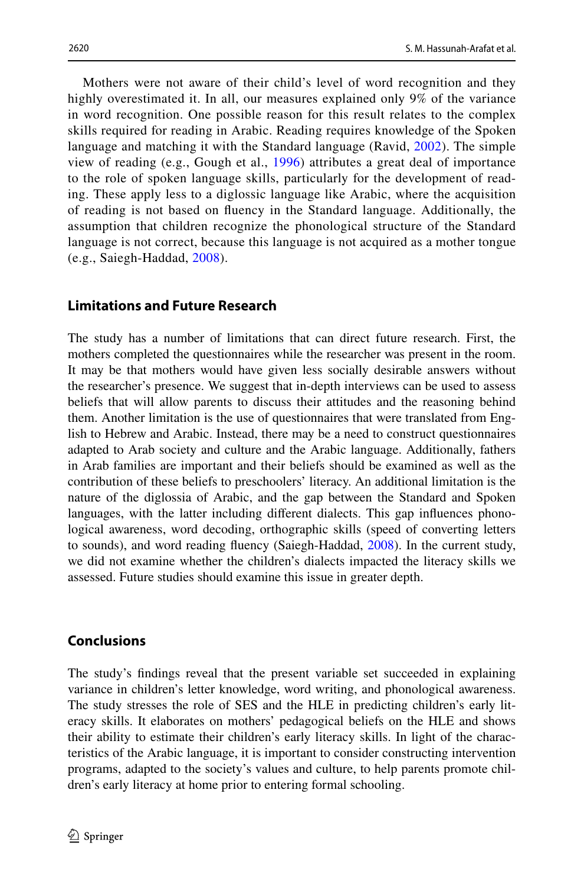Mothers were not aware of their child's level of word recognition and they highly overestimated it. In all, our measures explained only 9% of the variance in word recognition. One possible reason for this result relates to the complex skills required for reading in Arabic. Reading requires knowledge of the Spoken language and matching it with the Standard language (Ravid, 2002). The simple view of reading (e.g., Gough et al., 1996) attributes a great deal of importance to the role of spoken language skills, particularly for the development of reading. These apply less to a diglossic language like Arabic, where the acquisition of reading is not based on fluency in the Standard language. Additionally, the assumption that children recognize the phonological structure of the Standard language is not correct, because this language is not acquired as a mother tongue (e.g., Saiegh-Haddad, 2008).

### Limitations and Future Research

The study has a number of limitations that can direct future research. First, the mothers completed the questionnaires while the researcher was present in the room. It may be that mothers would have given less socially desirable answers without the researcher's presence. We suggest that in-depth interviews can be used to assess beliefs that will allow parents to discuss their attitudes and the reasoning behind them. Another limitation is the use of questionnaires that were translated from English to Hebrew and Arabic. Instead, there may be a need to construct questionnaires adapted to Arab society and culture and the Arabic language. Additionally, fathers in Arab families are important and their beliefs should be examined as well as the contribution of these beliefs to preschoolers' literacy. An additional limitation is the nature of the diglossia of Arabic, and the gap between the Standard and Spoken languages, with the latter including different dialects. This gap influences phonological awareness, word decoding, orthographic skills (speed of converting letters to sounds), and word reading fluency (Saiegh-Haddad, 2008). In the current study, we did not examine whether the children's dialects impacted the literacy skills we assessed. Future studies should examine this issue in greater depth.

## Conclusions

The study's findings reveal that the present variable set succeeded in explaining variance in children's letter knowledge, word writing, and phonological awareness. The study stresses the role of SES and the HLE in predicting children's early literacy skills. It elaborates on mothers' pedagogical beliefs on the HLE and shows their ability to estimate their children's early literacy skills. In light of the characteristics of the Arabic language, it is important to consider constructing intervention programs, adapted to the society's values and culture, to help parents promote children's early literacy at home prior to entering formal schooling.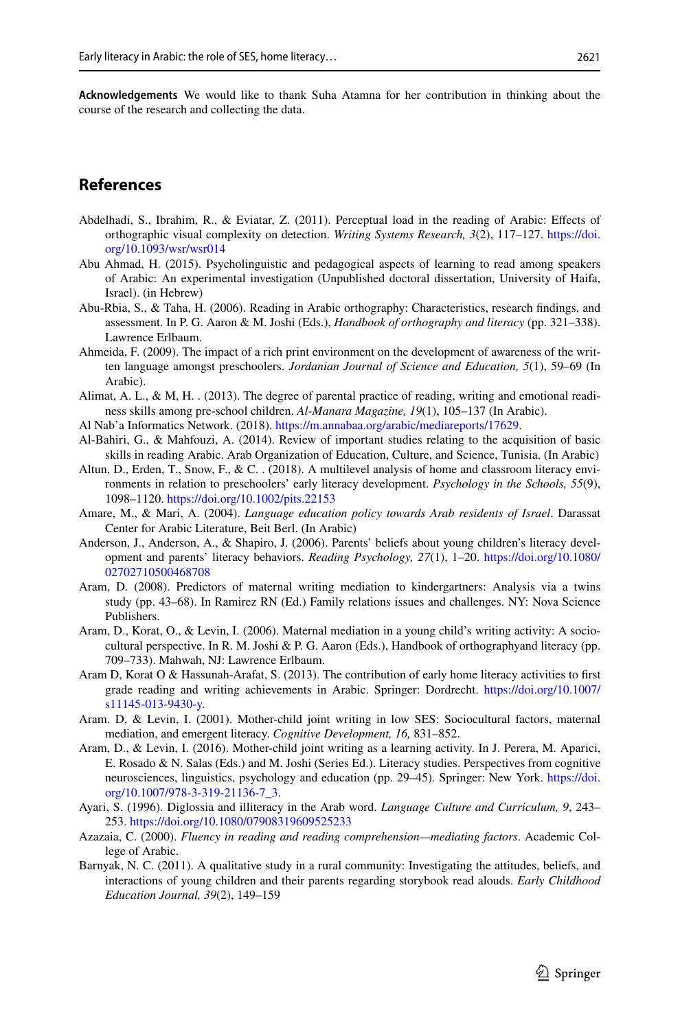**Acknowledgements** We would like to thank Suha Atamna for her contribution in thinking about the course of the research and collecting the data.

## References

Abdelhadi, S., Ibrahim, R., & Eviatar, Z. (2011). Perceptual load in the reading of Arabic: Effects of orthographic visual complexity on detection. *Writing Systems Research, 3*(2), 117–127. https://doi.org/10.1093/wsr/wsr014

Abu Ahmad, H. (2015). Psycholinguistic and pedagogical aspects of learning to read among speakers of Arabic: An experimental investigation (Unpublished doctoral dissertation, University of Haifa, Israel). (in Hebrew)

Abu-Rbia, S., & Taha, H. (2006). Reading in Arabic orthography: Characteristics, research findings, and assessment. In P. G. Aaron & M. Joshi (Eds.), *Handbook of orthography and literacy* (pp. 321–338). Lawrence Erlbaum.

Ahmeida, F. (2009). The impact of a rich print environment on the development of awareness of the written language amongst preschoolers. *Jordanian Journal of Science and Education, 5*(1), 59–69 (In Arabic).

Alimat, A. L., & M, H. . (2013). The degree of parental practice of reading, writing and emotional readiness skills among pre-school children. *Al-Manara Magazine, 19*(1), 105–137 (In Arabic).

Al Nab'a Informatics Network. (2018). https://m.annabaa.org/arabic/mediareports/17629.

Al-Bahiri, G., & Mahfouzi, A. (2014). Review of important studies relating to the acquisition of basic skills in reading Arabic. Arab Organization of Education, Culture, and Science, Tunisia. (In Arabic)

Altun, D., Erden, T., Snow, F., & C. . (2018). A multilevel analysis of home and classroom literacy environments in relation to preschoolers' early literacy development. *Psychology in the Schools, 55*(9), 1098–1120. https://doi.org/10.1002/pits.22153

Amare, M., & Mari, A. (2004). *Language education policy towards Arab residents of Israel*. Darassat Center for Arabic Literature, Beit Berl. (In Arabic)

Anderson, J., Anderson, A., & Shapiro, J. (2006). Parents' beliefs about young children's literacy development and parents' literacy behaviors. *Reading Psychology, 27*(1), 1–20. https://doi.org/10.1080/02702710500468708

Aram, D. (2008). Predictors of maternal writing mediation to kindergartners: Analysis via a twins study (pp. 43–68). In Ramirez RN (Ed.) Family relations issues and challenges. NY: Nova Science Publishers.

Aram, D., Korat, O., & Levin, I. (2006). Maternal mediation in a young child's writing activity: A sociocultural perspective. In R. M. Joshi & P. G. Aaron (Eds.), Handbook of orthographyand literacy (pp. 709–733). Mahwah, NJ: Lawrence Erlbaum.

Aram D, Korat O & Hassunah-Arafat, S. (2013). The contribution of early home literacy activities to first grade reading and writing achievements in Arabic. Springer: Dordrecht. https://doi.org/10.1007/s11145-013-9430-y.

Aram. D, & Levin, I. (2001). Mother-child joint writing in low SES: Sociocultural factors, maternal mediation, and emergent literacy. *Cognitive Development, 16,* 831–852.

Aram, D., & Levin, I. (2016). Mother-child joint writing as a learning activity. In J. Perera, M. Aparici, E. Rosado & N. Salas (Eds.) and M. Joshi (Series Ed.). Literacy studies. Perspectives from cognitive neurosciences, linguistics, psychology and education (pp. 29–45). Springer: New York. https://doi.org/10.1007/978-3-319-21136-7_3.

Ayari, S. (1996). Diglossia and illiteracy in the Arab word. *Language Culture and Curriculum, 9*, 243–253. https://doi.org/10.1080/07908319609525233

Azazaia, C. (2000). *Fluency in reading and reading comprehension—mediating factors*. Academic College of Arabic.

Barnyak, N. C. (2011). A qualitative study in a rural community: Investigating the attitudes, beliefs, and interactions of young children and their parents regarding storybook read alouds. *Early Childhood Education Journal, 39*(2), 149–159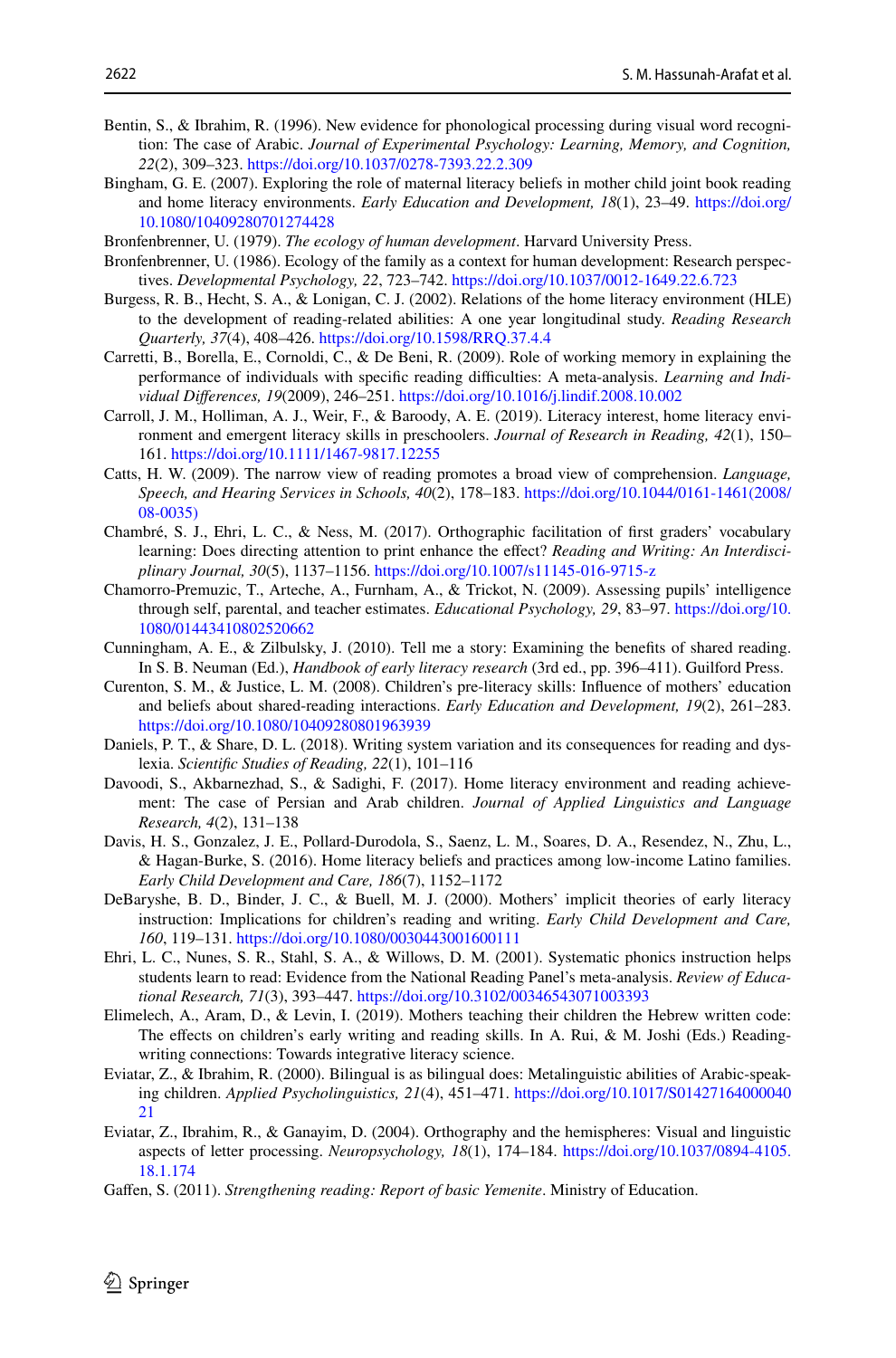Bentin, S., & Ibrahim, R. (1996). New evidence for phonological processing during visual word recognition: The case of Arabic. *Journal of Experimental Psychology: Learning, Memory, and Cognition, 22*(2), 309–323. https://doi.org/10.1037/0278-7393.22.2.309

Bingham, G. E. (2007). Exploring the role of maternal literacy beliefs in mother child joint book reading and home literacy environments. *Early Education and Development, 18*(1), 23–49. https://doi.org/10.1080/10409280701274428

Bronfenbrenner, U. (1979). *The ecology of human development*. Harvard University Press.

Bronfenbrenner, U. (1986). Ecology of the family as a context for human development: Research perspectives. *Developmental Psychology, 22*, 723–742. https://doi.org/10.1037/0012-1649.22.6.723

Burgess, R. B., Hecht, S. A., & Lonigan, C. J. (2002). Relations of the home literacy environment (HLE) to the development of reading-related abilities: A one year longitudinal study. *Reading Research Quarterly, 37*(4), 408–426. https://doi.org/10.1598/RRQ.37.4.4

Carretti, B., Borella, E., Cornoldi, C., & De Beni, R. (2009). Role of working memory in explaining the performance of individuals with specific reading difficulties: A meta-analysis. *Learning and Individual Differences, 19*(2009), 246–251. https://doi.org/10.1016/j.lindif.2008.10.002

Carroll, J. M., Holliman, A. J., Weir, F., & Baroody, A. E. (2019). Literacy interest, home literacy environment and emergent literacy skills in preschoolers. *Journal of Research in Reading, 42*(1), 150–161. https://doi.org/10.1111/1467-9817.12255

Catts, H. W. (2009). The narrow view of reading promotes a broad view of comprehension. *Language, Speech, and Hearing Services in Schools, 40*(2), 178–183. https://doi.org/10.1044/0161-1461(2008/08-0035)

Chambré, S. J., Ehri, L. C., & Ness, M. (2017). Orthographic facilitation of first graders' vocabulary learning: Does directing attention to print enhance the effect? *Reading and Writing: An Interdisciplinary Journal, 30*(5), 1137–1156. https://doi.org/10.1007/s11145-016-9715-z

Chamorro-Premuzic, T., Arteche, A., Furnham, A., & Trickot, N. (2009). Assessing pupils' intelligence through self, parental, and teacher estimates. *Educational Psychology, 29*, 83–97. https://doi.org/10.1080/01443410802520662

Cunningham, A. E., & Zilbulsky, J. (2010). Tell me a story: Examining the benefits of shared reading. In S. B. Neuman (Ed.), *Handbook of early literacy research* (3rd ed., pp. 396–411). Guilford Press.

Curenton, S. M., & Justice, L. M. (2008). Children's pre-literacy skills: Influence of mothers' education and beliefs about shared-reading interactions. *Early Education and Development, 19*(2), 261–283. https://doi.org/10.1080/10409280801963939

Daniels, P. T., & Share, D. L. (2018). Writing system variation and its consequences for reading and dyslexia. *Scientific Studies of Reading, 22*(1), 101–116

Davoodi, S., Akbarnezhad, S., & Sadighi, F. (2017). Home literacy environment and reading achievement: The case of Persian and Arab children. *Journal of Applied Linguistics and Language Research, 4*(2), 131–138

Davis, H. S., Gonzalez, J. E., Pollard-Durodola, S., Saenz, L. M., Soares, D. A., Resendez, N., Zhu, L., & Hagan-Burke, S. (2016). Home literacy beliefs and practices among low-income Latino families. *Early Child Development and Care, 186*(7), 1152–1172

DeBaryshe, B. D., Binder, J. C., & Buell, M. J. (2000). Mothers' implicit theories of early literacy instruction: Implications for children's reading and writing. *Early Child Development and Care, 160*, 119–131. https://doi.org/10.1080/0030443001600111

Ehri, L. C., Nunes, S. R., Stahl, S. A., & Willows, D. M. (2001). Systematic phonics instruction helps students learn to read: Evidence from the National Reading Panel's meta-analysis. *Review of Educational Research, 71*(3), 393–447. https://doi.org/10.3102/00346543071003393

Elimelech, A., Aram, D., & Levin, I. (2019). Mothers teaching their children the Hebrew written code: The effects on children's early writing and reading skills. In A. Rui, & M. Joshi (Eds.) Reading-writing connections: Towards integrative literacy science.

Eviatar, Z., & Ibrahim, R. (2000). Bilingual is as bilingual does: Metalinguistic abilities of Arabic-speaking children. *Applied Psycholinguistics, 21*(4), 451–471. https://doi.org/10.1017/S0142716400004021

Eviatar, Z., Ibrahim, R., & Ganayim, D. (2004). Orthography and the hemispheres: Visual and linguistic aspects of letter processing. *Neuropsychology, 18*(1), 174–184. https://doi.org/10.1037/0894-4105.18.1.174

Gaffen, S. (2011). *Strengthening reading: Report of basic Yemenite*. Ministry of Education.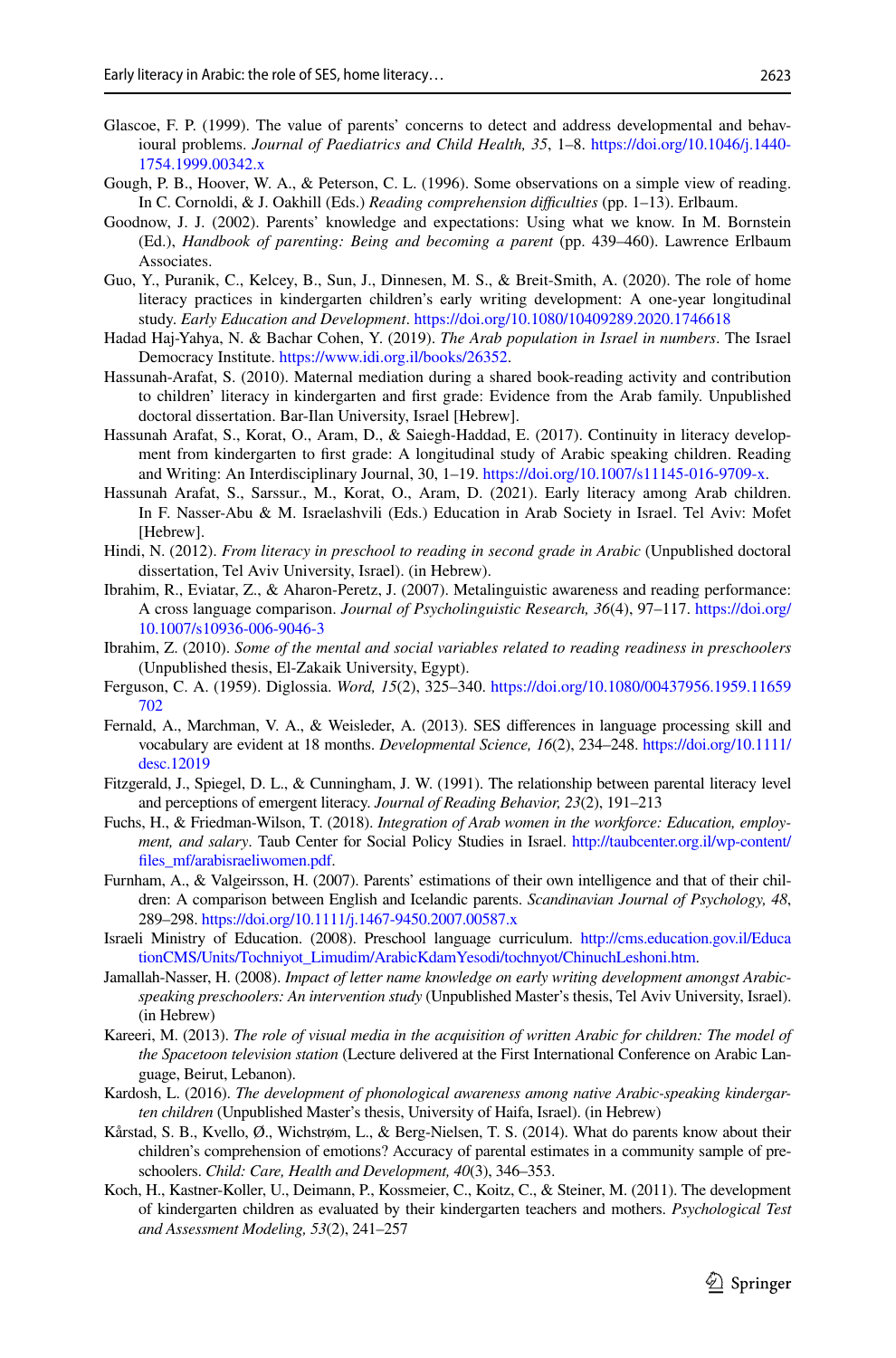Glascoe, F. P. (1999). The value of parents' concerns to detect and address developmental and behavioural problems. *Journal of Paediatrics and Child Health, 35*, 1–8. https://doi.org/10.1046/j.1440-1754.1999.00342.x

Gough, P. B., Hoover, W. A., & Peterson, C. L. (1996). Some observations on a simple view of reading. In C. Cornoldi, & J. Oakhill (Eds.) *Reading comprehension difficulties* (pp. 1–13). Erlbaum.

Goodnow, J. J. (2002). Parents' knowledge and expectations: Using what we know. In M. Bornstein (Ed.), *Handbook of parenting: Being and becoming a parent* (pp. 439–460). Lawrence Erlbaum Associates.

Guo, Y., Puranik, C., Kelcey, B., Sun, J., Dinnesen, M. S., & Breit-Smith, A. (2020). The role of home literacy practices in kindergarten children's early writing development: A one-year longitudinal study. *Early Education and Development*. https://doi.org/10.1080/10409289.2020.1746618

Hadad Haj-Yahya, N. & Bachar Cohen, Y. (2019). *The Arab population in Israel in numbers*. The Israel Democracy Institute. https://www.idi.org.il/books/26352.

Hassunah-Arafat, S. (2010). Maternal mediation during a shared book-reading activity and contribution to children' literacy in kindergarten and first grade: Evidence from the Arab family. Unpublished doctoral dissertation. Bar-Ilan University, Israel [Hebrew].

Hassunah Arafat, S., Korat, O., Aram, D., & Saiegh-Haddad, E. (2017). Continuity in literacy development from kindergarten to first grade: A longitudinal study of Arabic speaking children. Reading and Writing: An Interdisciplinary Journal, 30, 1–19. https://doi.org/10.1007/s11145-016-9709-x.

Hassunah Arafat, S., Sarssur., M., Korat, O., Aram, D. (2021). Early literacy among Arab children. In F. Nasser-Abu & M. Israelashvili (Eds.) Education in Arab Society in Israel. Tel Aviv: Mofet [Hebrew].

Hindi, N. (2012). *From literacy in preschool to reading in second grade in Arabic* (Unpublished doctoral dissertation, Tel Aviv University, Israel). (in Hebrew).

Ibrahim, R., Eviatar, Z., & Aharon-Peretz, J. (2007). Metalinguistic awareness and reading performance: A cross language comparison. *Journal of Psycholinguistic Research, 36*(4), 97–117. https://doi.org/10.1007/s10936-006-9046-3

Ibrahim, Z. (2010). *Some of the mental and social variables related to reading readiness in preschoolers* (Unpublished thesis, El-Zakaik University, Egypt).

Ferguson, C. A. (1959). Diglossia. *Word, 15*(2), 325–340. https://doi.org/10.1080/00437956.1959.11659702

Fernald, A., Marchman, V. A., & Weisleder, A. (2013). SES differences in language processing skill and vocabulary are evident at 18 months. *Developmental Science, 16*(2), 234–248. https://doi.org/10.1111/desc.12019

Fitzgerald, J., Spiegel, D. L., & Cunningham, J. W. (1991). The relationship between parental literacy level and perceptions of emergent literacy. *Journal of Reading Behavior, 23*(2), 191–213

Fuchs, H., & Friedman-Wilson, T. (2018). *Integration of Arab women in the workforce: Education, employment, and salary*. Taub Center for Social Policy Studies in Israel. http://taubcenter.org.il/wp-content/files_mf/arabisraeliwomen.pdf.

Furnham, A., & Valgeirsson, H. (2007). Parents' estimations of their own intelligence and that of their children: A comparison between English and Icelandic parents. *Scandinavian Journal of Psychology, 48*, 289–298. https://doi.org/10.1111/j.1467-9450.2007.00587.x

Israeli Ministry of Education. (2008). Preschool language curriculum. http://cms.education.gov.il/EducationCMS/Units/Tochniyot_Limudim/ArabicKdamYesodi/tochnyot/ChinuchLeshoni.htm.

Jamallah-Nasser, H. (2008). *Impact of letter name knowledge on early writing development amongst Arabic-speaking preschoolers: An intervention study* (Unpublished Master's thesis, Tel Aviv University, Israel). (in Hebrew)

Kareeri, M. (2013). *The role of visual media in the acquisition of written Arabic for children: The model of the Spacetoon television station* (Lecture delivered at the First International Conference on Arabic Language, Beirut, Lebanon).

Kardosh, L. (2016). *The development of phonological awareness among native Arabic-speaking kindergarten children* (Unpublished Master's thesis, University of Haifa, Israel). (in Hebrew)

Kårstad, S. B., Kvello, Ø., Wichstrøm, L., & Berg-Nielsen, T. S. (2014). What do parents know about their children's comprehension of emotions? Accuracy of parental estimates in a community sample of preschoolers. *Child: Care, Health and Development, 40*(3), 346–353.

Koch, H., Kastner-Koller, U., Deimann, P., Kossmeier, C., Koitz, C., & Steiner, M. (2011). The development of kindergarten children as evaluated by their kindergarten teachers and mothers. *Psychological Test and Assessment Modeling, 53*(2), 241–257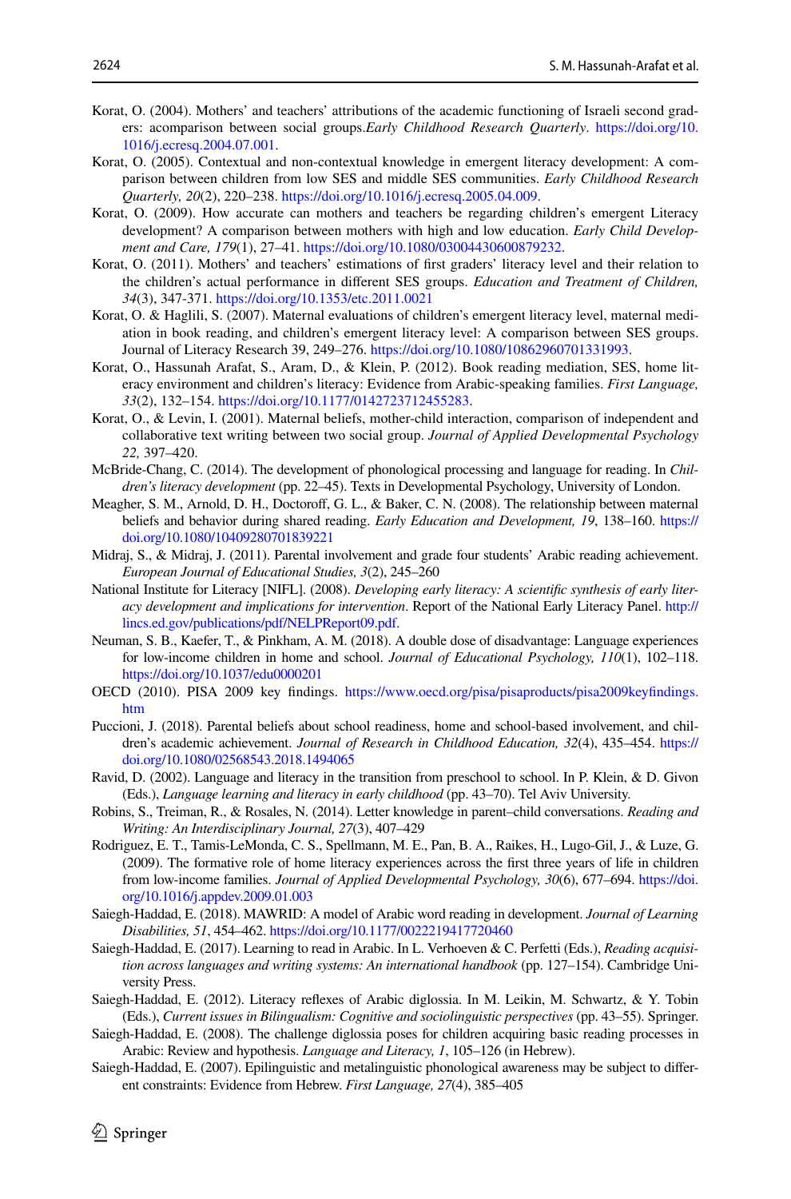Korat, O. (2004). Mothers' and teachers' attributions of the academic functioning of Israeli second graders: acomparison between social groups.*Early Childhood Research Quarterly*. https://doi.org/10.1016/j.ecresq.2004.07.001.

Korat, O. (2005). Contextual and non-contextual knowledge in emergent literacy development: A comparison between children from low SES and middle SES communities. *Early Childhood Research Quarterly, 20*(2), 220–238. https://doi.org/10.1016/j.ecresq.2005.04.009.

Korat, O. (2009). How accurate can mothers and teachers be regarding children's emergent Literacy development? A comparison between mothers with high and low education. *Early Child Development and Care, 179*(1), 27–41. https://doi.org/10.1080/03004430600879232.

Korat, O. (2011). Mothers' and teachers' estimations of first graders' literacy level and their relation to the children's actual performance in different SES groups. *Education and Treatment of Children, 34*(3), 347-371. https://doi.org/10.1353/etc.2011.0021

Korat, O. & Haglili, S. (2007). Maternal evaluations of children's emergent literacy level, maternal mediation in book reading, and children's emergent literacy level: A comparison between SES groups. Journal of Literacy Research 39, 249–276. https://doi.org/10.1080/10862960701331993.

Korat, O., Hassunah Arafat, S., Aram, D., & Klein, P. (2012). Book reading mediation, SES, home literacy environment and children's literacy: Evidence from Arabic-speaking families. *First Language, 33*(2), 132–154. https://doi.org/10.1177/0142723712455283.

Korat, O., & Levin, I. (2001). Maternal beliefs, mother-child interaction, comparison of independent and collaborative text writing between two social group. *Journal of Applied Developmental Psychology 22,* 397–420.

McBride-Chang, C. (2014). The development of phonological processing and language for reading. In *Children's literacy development* (pp. 22–45). Texts in Developmental Psychology, University of London.

Meagher, S. M., Arnold, D. H., Doctoroff, G. L., & Baker, C. N. (2008). The relationship between maternal beliefs and behavior during shared reading. *Early Education and Development, 19*, 138–160. https://doi.org/10.1080/10409280701839221

Midraj, S., & Midraj, J. (2011). Parental involvement and grade four students' Arabic reading achievement. *European Journal of Educational Studies, 3*(2), 245–260

National Institute for Literacy [NIFL]. (2008). *Developing early literacy: A scientific synthesis of early literacy development and implications for intervention*. Report of the National Early Literacy Panel. http://lincs.ed.gov/publications/pdf/NELPReport09.pdf.

Neuman, S. B., Kaefer, T., & Pinkham, A. M. (2018). A double dose of disadvantage: Language experiences for low-income children in home and school. *Journal of Educational Psychology, 110*(1), 102–118. https://doi.org/10.1037/edu0000201

OECD (2010). PISA 2009 key findings. https://www.oecd.org/pisa/pisaproducts/pisa2009keyfindings.htm

Puccioni, J. (2018). Parental beliefs about school readiness, home and school-based involvement, and children's academic achievement. *Journal of Research in Childhood Education, 32*(4), 435–454. https://doi.org/10.1080/02568543.2018.1494065

Ravid, D. (2002). Language and literacy in the transition from preschool to school. In P. Klein, & D. Givon (Eds.), *Language learning and literacy in early childhood* (pp. 43–70). Tel Aviv University.

Robins, S., Treiman, R., & Rosales, N. (2014). Letter knowledge in parent–child conversations. *Reading and Writing: An Interdisciplinary Journal, 27*(3), 407–429

Rodriguez, E. T., Tamis-LeMonda, C. S., Spellmann, M. E., Pan, B. A., Raikes, H., Lugo-Gil, J., & Luze, G. (2009). The formative role of home literacy experiences across the first three years of life in children from low-income families. *Journal of Applied Developmental Psychology, 30*(6), 677–694. https://doi.org/10.1016/j.appdev.2009.01.003

Saiegh-Haddad, E. (2018). MAWRID: A model of Arabic word reading in development. *Journal of Learning Disabilities, 51*, 454–462. https://doi.org/10.1177/0022219417720460

Saiegh-Haddad, E. (2017). Learning to read in Arabic. In L. Verhoeven & C. Perfetti (Eds.), *Reading acquisition across languages and writing systems: An international handbook* (pp. 127–154). Cambridge University Press.

Saiegh-Haddad, E. (2012). Literacy reflexes of Arabic diglossia. In M. Leikin, M. Schwartz, & Y. Tobin (Eds.), *Current issues in Bilingualism: Cognitive and sociolinguistic perspectives* (pp. 43–55). Springer.

Saiegh-Haddad, E. (2008). The challenge diglossia poses for children acquiring basic reading processes in Arabic: Review and hypothesis. *Language and Literacy, 1*, 105–126 (in Hebrew).

Saiegh-Haddad, E. (2007). Epilinguistic and metalinguistic phonological awareness may be subject to different constraints: Evidence from Hebrew. *First Language, 27*(4), 385–405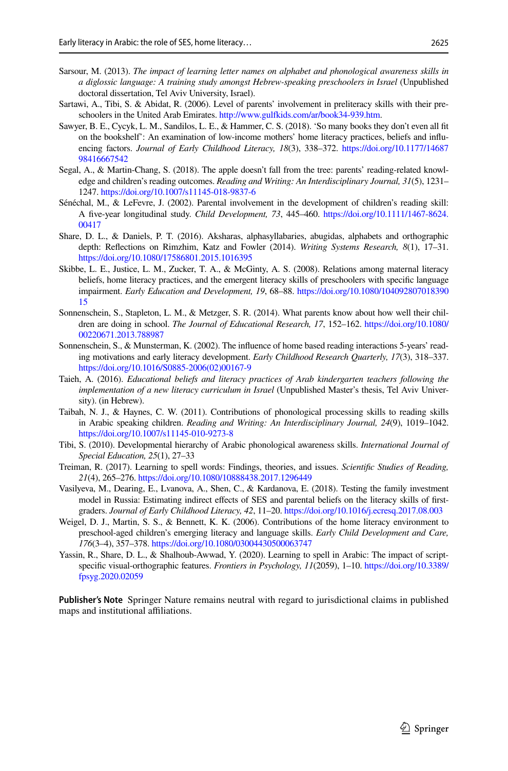Sarsour, M. (2013). *The impact of learning letter names on alphabet and phonological awareness skills in a diglossic language: A training study amongst Hebrew-speaking preschoolers in Israel* (Unpublished doctoral dissertation, Tel Aviv University, Israel).

Sartawi, A., Tibi, S. & Abidat, R. (2006). Level of parents' involvement in preliteracy skills with their preschoolers in the United Arab Emirates. http://www.gulfkids.com/ar/book34-939.htm.

Sawyer, B. E., Cycyk, L. M., Sandilos, L. E., & Hammer, C. S. (2018). 'So many books they don't even all fit on the bookshelf': An examination of low-income mothers' home literacy practices, beliefs and influencing factors. *Journal of Early Childhood Literacy, 18*(3), 338–372. https://doi.org/10.1177/1468798416667542

Segal, A., & Martin-Chang, S. (2018). The apple doesn't fall from the tree: parents' reading-related knowledge and children's reading outcomes. *Reading and Writing: An Interdisciplinary Journal, 31*(5), 1231–1247. https://doi.org/10.1007/s11145-018-9837-6

Sénéchal, M., & LeFevre, J. (2002). Parental involvement in the development of children's reading skill: A five-year longitudinal study. *Child Development, 73*, 445–460. https://doi.org/10.1111/1467-8624.00417

Share, D. L., & Daniels, P. T. (2016). Aksharas, alphasyllabaries, abugidas, alphabets and orthographic depth: Reflections on Rimzhim, Katz and Fowler (2014). *Writing Systems Research, 8*(1), 17–31. https://doi.org/10.1080/17586801.2015.1016395

Skibbe, L. E., Justice, L. M., Zucker, T. A., & McGinty, A. S. (2008). Relations among maternal literacy beliefs, home literacy practices, and the emergent literacy skills of preschoolers with specific language impairment. *Early Education and Development, 19*, 68–88. https://doi.org/10.1080/10409280701839015

Sonnenschein, S., Stapleton, L. M., & Metzger, S. R. (2014). What parents know about how well their children are doing in school. *The Journal of Educational Research, 17*, 152–162. https://doi.org/10.1080/00220671.2013.788987

Sonnenschein, S., & Munsterman, K. (2002). The influence of home based reading interactions 5-years' reading motivations and early literacy development. *Early Childhood Research Quarterly, 17*(3), 318–337. https://doi.org/10.1016/S0885-2006(02)00167-9

Taieh, A. (2016). *Educational beliefs and literacy practices of Arab kindergarten teachers following the implementation of a new literacy curriculum in Israel* (Unpublished Master's thesis, Tel Aviv University). (in Hebrew).

Taibah, N. J., & Haynes, C. W. (2011). Contributions of phonological processing skills to reading skills in Arabic speaking children. *Reading and Writing: An Interdisciplinary Journal, 24*(9), 1019–1042. https://doi.org/10.1007/s11145-010-9273-8

Tibi, S. (2010). Developmental hierarchy of Arabic phonological awareness skills. *International Journal of Special Education, 25*(1), 27–33

Treiman, R. (2017). Learning to spell words: Findings, theories, and issues. *Scientific Studies of Reading, 21*(4), 265–276. https://doi.org/10.1080/10888438.2017.1296449

Vasilyeva, M., Dearing, E., Lvanova, A., Shen, C., & Kardanova, E. (2018). Testing the family investment model in Russia: Estimating indirect effects of SES and parental beliefs on the literacy skills of first-graders. *Journal of Early Childhood Literacy, 42*, 11–20. https://doi.org/10.1016/j.ecresq.2017.08.003

Weigel, D. J., Martin, S. S., & Bennett, K. K. (2006). Contributions of the home literacy environment to preschool-aged children's emerging literacy and language skills. *Early Child Development and Care, 176*(3–4), 357–378. https://doi.org/10.1080/03004430500063747

Yassin, R., Share, D. L., & Shalhoub-Awwad, Y. (2020). Learning to spell in Arabic: The impact of script-specific visual-orthographic features. *Frontiers in Psychology, 11*(2059), 1–10. https://doi.org/10.3389/fpsyg.2020.02059

**Publisher's Note** Springer Nature remains neutral with regard to jurisdictional claims in published maps and institutional affiliations.